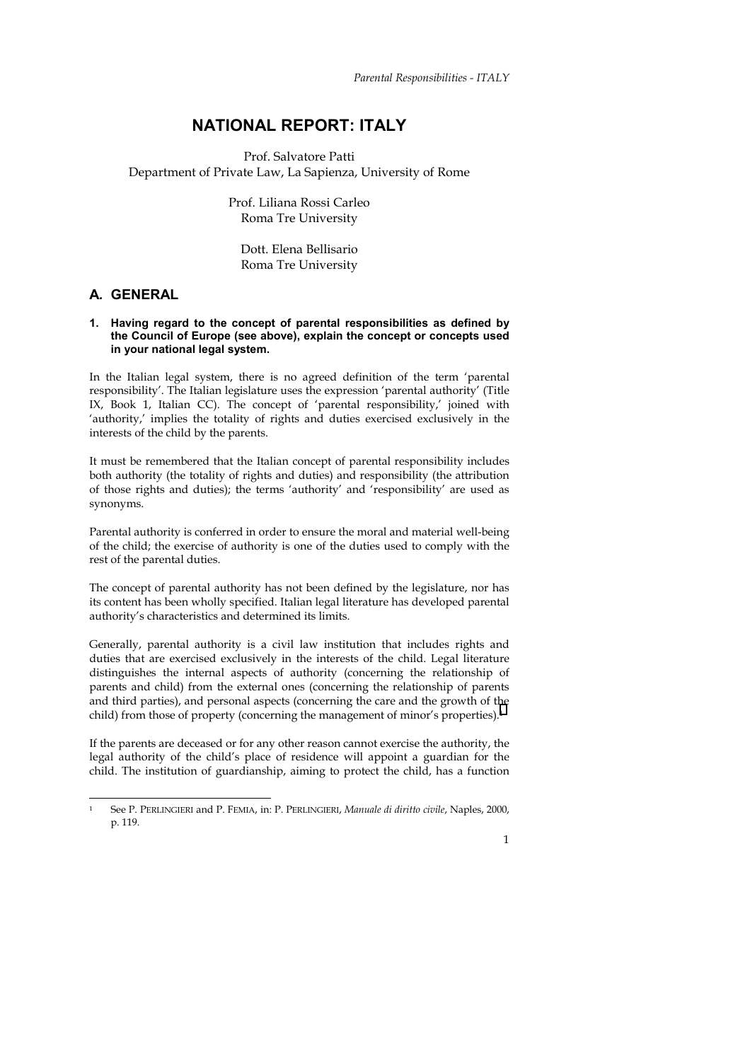# NATIONAL REPORT: ITALY

Prof. Salvatore Patti
Department of Private Law, La Sapienza, University of Rome

Prof. Liliana Rossi Carleo
Roma Tre University

Dott. Elena Bellisario
Roma Tre University

## A. GENERAL

**1. Having regard to the concept of parental responsibilities as defined by the Council of Europe (see above), explain the concept or concepts used in your national legal system.**

In the Italian legal system, there is no agreed definition of the term 'parental responsibility'. The Italian legislature uses the expression 'parental authority' (Title IX, Book 1, Italian CC). The concept of 'parental responsibility,' joined with 'authority,' implies the totality of rights and duties exercised exclusively in the interests of the child by the parents.

It must be remembered that the Italian concept of parental responsibility includes both authority (the totality of rights and duties) and responsibility (the attribution of those rights and duties); the terms 'authority' and 'responsibility' are used as synonyms.

Parental authority is conferred in order to ensure the moral and material well-being of the child; the exercise of authority is one of the duties used to comply with the rest of the parental duties.

The concept of parental authority has not been defined by the legislature, nor has its content has been wholly specified. Italian legal literature has developed parental authority's characteristics and determined its limits.

Generally, parental authority is a civil law institution that includes rights and duties that are exercised exclusively in the interests of the child. Legal literature distinguishes the internal aspects of authority (concerning the relationship of parents and child) from the external ones (concerning the relationship of parents and third parties), and personal aspects (concerning the care and the growth of the child) from those of property (concerning the management of minor's properties).[1]

If the parents are deceased or for any other reason cannot exercise the authority, the legal authority of the child's place of residence will appoint a guardian for the child. The institution of guardianship, aiming to protect the child, has a function

---

[1] See P. PERLINGIERI and P. FEMIA, in: P. PERLINGIERI, *Manuale di diritto civile*, Naples, 2000, p. 119.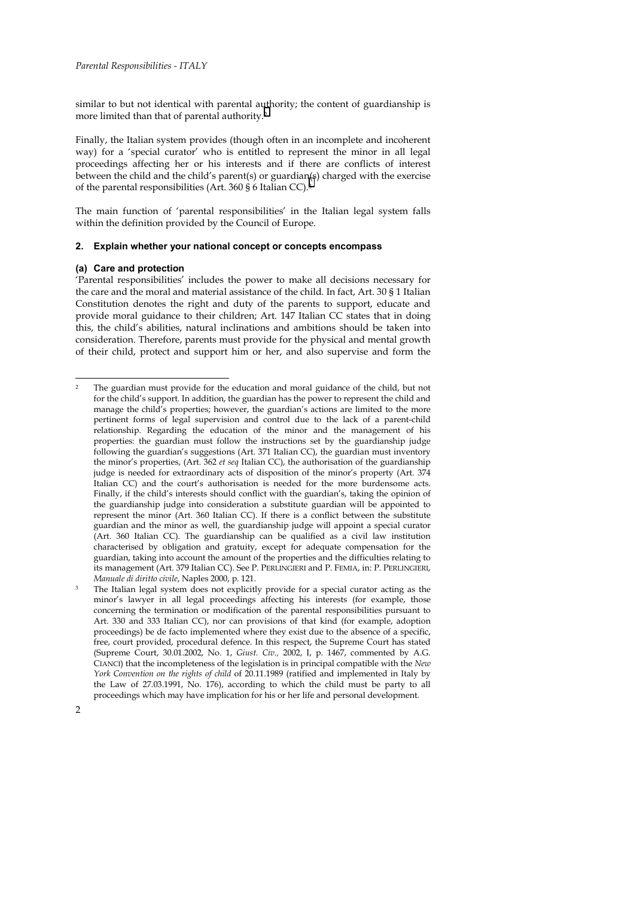similar to but not identical with parental authority; the content of guardianship is more limited than that of parental authority.[2]

Finally, the Italian system provides (though often in an incomplete and incoherent way) for a 'special curator' who is entitled to represent the minor in all legal proceedings affecting her or his interests and if there are conflicts of interest between the child and the child's parent(s) or guardian(s) charged with the exercise of the parental responsibilities (Art. 360 § 6 Italian CC).[3]

The main function of 'parental responsibilities' in the Italian legal system falls within the definition provided by the Council of Europe.

### 2. Explain whether your national concept or concepts encompass

#### (a) Care and protection

'Parental responsibilities' includes the power to make all decisions necessary for the care and the moral and material assistance of the child. In fact, Art. 30 § 1 Italian Constitution denotes the right and duty of the parents to support, educate and provide moral guidance to their children; Art. 147 Italian CC states that in doing this, the child's abilities, natural inclinations and ambitions should be taken into consideration. Therefore, parents must provide for the physical and mental growth of their child, protect and support him or her, and also supervise and form the

---

[2] The guardian must provide for the education and moral guidance of the child, but not for the child's support. In addition, the guardian has the power to represent the child and manage the child's properties; however, the guardian's actions are limited to the more pertinent forms of legal supervision and control due to the lack of a parent-child relationship. Regarding the education of the minor and the management of his properties: the guardian must follow the instructions set by the guardianship judge following the guardian's suggestions (Art. 371 Italian CC), the guardian must inventory the minor's properties, (Art. 362 *et seq* Italian CC), the authorisation of the guardianship judge is needed for extraordinary acts of disposition of the minor's property (Art. 374 Italian CC) and the court's authorisation is needed for the more burdensome acts. Finally, if the child's interests should conflict with the guardian's, taking the opinion of the guardianship judge into consideration a substitute guardian will be appointed to represent the minor (Art. 360 Italian CC). If there is a conflict between the substitute guardian and the minor as well, the guardianship judge will appoint a special curator (Art. 360 Italian CC). The guardianship can be qualified as a civil law institution characterised by obligation and gratuity, except for adequate compensation for the guardian, taking into account the amount of the properties and the difficulties relating to its management (Art. 379 Italian CC). See P. PERLINGIERI and P. FEMIA, in: P. PERLINGIERI, *Manuale di diritto civile*, Naples 2000, p. 121.

[3] The Italian legal system does not explicitly provide for a special curator acting as the minor's lawyer in all legal proceedings affecting his interests (for example, those concerning the termination or modification of the parental responsibilities pursuant to Art. 330 and 333 Italian CC), nor can provisions of that kind (for example, adoption proceedings) be de facto implemented where they exist due to the absence of a specific, free, court provided, procedural defence. In this respect, the Supreme Court has stated (Supreme Court, 30.01.2002, No. 1, *Giust. Civ.,* 2002, I, p. 1467, commented by A.G. CIANCI) that the incompleteness of the legislation is in principal compatible with the *New York Convention on the rights of child* of 20.11.1989 (ratified and implemented in Italy by the Law of 27.03.1991, No. 176), according to which the child must be party to all proceedings which may have implication for his or her life and personal development.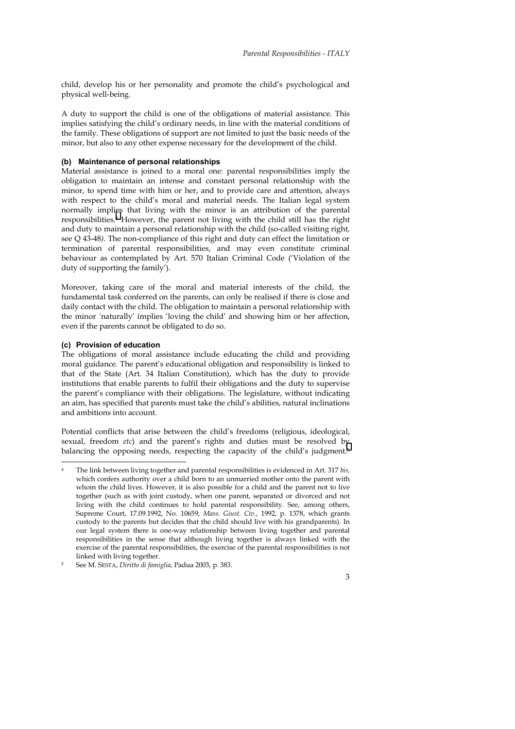child, develop his or her personality and promote the child's psychological and physical well-being.

A duty to support the child is one of the obligations of material assistance. This implies satisfying the child's ordinary needs, in line with the material conditions of the family. These obligations of support are not limited to just the basic needs of the minor, but also to any other expense necessary for the development of the child.

#### (b) Maintenance of personal relationships

Material assistance is joined to a moral one: parental responsibilities imply the obligation to maintain an intense and constant personal relationship with the minor, to spend time with him or her, and to provide care and attention, always with respect to the child's moral and material needs. The Italian legal system normally implies that living with the minor is an attribution of the parental responsibilities.[4] However, the parent not living with the child still has the right and duty to maintain a personal relationship with the child (so-called visiting right, see Q 43-48*)*. The non-compliance of this right and duty can effect the limitation or termination of parental responsibilities, and may even constitute criminal behaviour as contemplated by Art. 570 Italian Criminal Code ('Violation of the duty of supporting the family').

Moreover, taking care of the moral and material interests of the child, the fundamental task conferred on the parents, can only be realised if there is close and daily contact with the child. The obligation to maintain a personal relationship with the minor 'naturally' implies 'loving the child' and showing him or her affection, even if the parents cannot be obligated to do so.

#### (c) Provision of education

The obligations of moral assistance include educating the child and providing moral guidance. The parent's educational obligation and responsibility is linked to that of the State (Art. 34 Italian Constitution), which has the duty to provide institutions that enable parents to fulfil their obligations and the duty to supervise the parent's compliance with their obligations. The legislature, without indicating an aim, has specified that parents must take the child's abilities, natural inclinations and ambitions into account.

Potential conflicts that arise between the child's freedoms (religious, ideological, sexual, freedom *etc*) and the parent's rights and duties must be resolved by balancing the opposing needs, respecting the capacity of the child's judgment.[5]

---

[4] The link between living together and parental responsibilities is evidenced in Art. 317 *bis,* which confers authority over a child born to an unmarried mother onto the parent with whom the child lives. However, it is also possible for a child and the parent not to live together (such as with joint custody, when one parent, separated or divorced and not living with the child continues to hold parental responsibility. See, among others, Supreme Court, 17.09.1992, No. 10659, *Mass. Giust. Civ.*, 1992, p. 1378, which grants custody to the parents but decides that the child should live with his grandparents). In our legal system there is one-way relationship between living together and parental responsibilities in the sense that although living together is always linked with the exercise of the parental responsibilities, the exercise of the parental responsibilities is not linked with living together.

[5] See M. SESTA, *Diritto di famiglia*, Padua 2003, p. 383.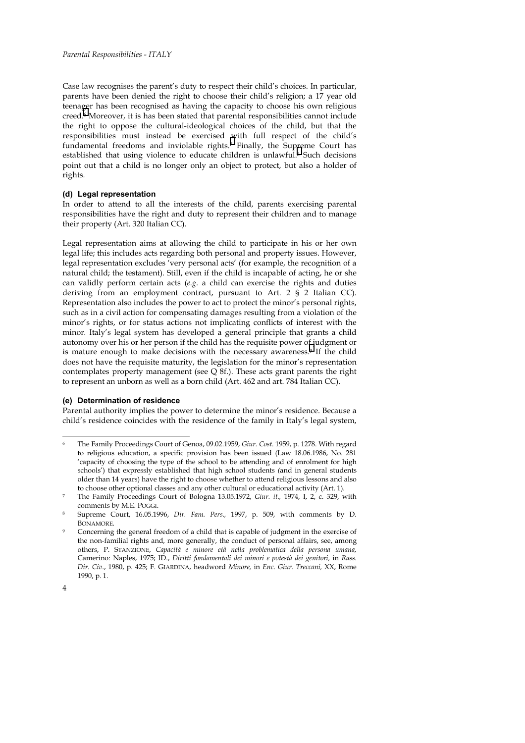Case law recognises the parent's duty to respect their child's choices. In particular, parents have been denied the right to choose their child's religion; a 17 year old teenager has been recognised as having the capacity to choose his own religious creed.[6] Moreover, it is has been stated that parental responsibilities cannot include the right to oppose the cultural-ideological choices of the child, but that the responsibilities must instead be exercised with full respect of the child's fundamental freedoms and inviolable rights.[7] Finally, the Supreme Court has established that using violence to educate children is unlawful.[8] Such decisions point out that a child is no longer only an object to protect, but also a holder of rights.

#### (d) Legal representation

In order to attend to all the interests of the child, parents exercising parental responsibilities have the right and duty to represent their children and to manage their property (Art. 320 Italian CC).

Legal representation aims at allowing the child to participate in his or her own legal life; this includes acts regarding both personal and property issues. However, legal representation excludes 'very personal acts' (for example, the recognition of a natural child; the testament). Still, even if the child is incapable of acting, he or she can validly perform certain acts (*e.g.* a child can exercise the rights and duties deriving from an employment contract, pursuant to Art. 2 § 2 Italian CC). Representation also includes the power to act to protect the minor's personal rights, such as in a civil action for compensating damages resulting from a violation of the minor's rights, or for status actions not implicating conflicts of interest with the minor. Italy's legal system has developed a general principle that grants a child autonomy over his or her person if the child has the requisite power of judgment or is mature enough to make decisions with the necessary awareness.[9] If the child does not have the requisite maturity, the legislation for the minor's representation contemplates property management (see Q 8f.). These acts grant parents the right to represent an unborn as well as a born child (Art. 462 and art. 784 Italian CC).

#### (e) Determination of residence

Parental authority implies the power to determine the minor's residence. Because a child's residence coincides with the residence of the family in Italy's legal system,

---

[6] The Family Proceedings Court of Genoa, 09.02.1959, *Giur. Cost.* 1959, p. 1278. With regard to religious education, a specific provision has been issued (Law 18.06.1986, No. 281 'capacity of choosing the type of the school to be attending and of enrolment for high schools') that expressly established that high school students (and in general students older than 14 years) have the right to choose whether to attend religious lessons and also to choose other optional classes and any other cultural or educational activity (Art. 1).

[7] The Family Proceedings Court of Bologna 13.05.1972, *Giur. it.,* 1974, I, 2, c. 329, with comments by M.E. POGGI.

[8] Supreme Court, 16.05.1996, *Dir. Fam. Pers.,* 1997, p. 509, with comments by D. BONAMORE.

[9] Concerning the general freedom of a child that is capable of judgment in the exercise of the non-familial rights and, more generally, the conduct of personal affairs, see, among others, P. STANZIONE, *Capacità e minore età nella problematica della persona umana,* Camerino: Naples, 1975; ID., *Diritti fondamentali dei minori e potestà dei genitori,* in *Rass. Dir. Civ.*, 1980, p. 425; F. GIARDINA, headword *Minore,* in *Enc. Giur. Treccani,* XX, Rome 1990, p. 1.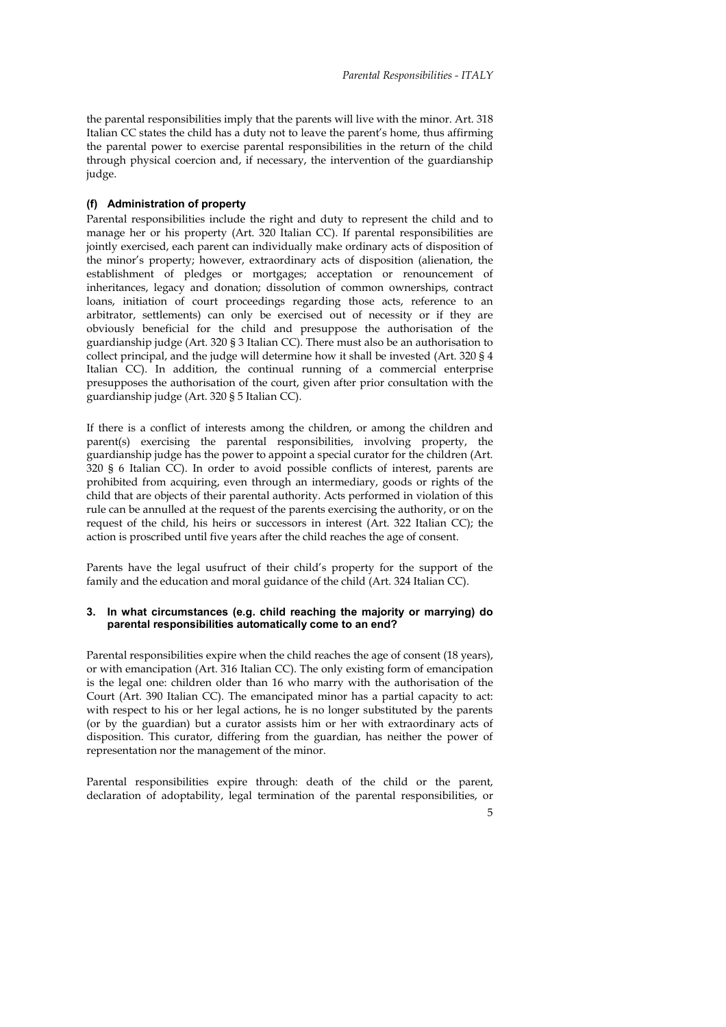the parental responsibilities imply that the parents will live with the minor. Art. 318 Italian CC states the child has a duty not to leave the parent's home, thus affirming the parental power to exercise parental responsibilities in the return of the child through physical coercion and, if necessary, the intervention of the guardianship judge.

#### (f) Administration of property

Parental responsibilities include the right and duty to represent the child and to manage her or his property (Art. 320 Italian CC). If parental responsibilities are jointly exercised, each parent can individually make ordinary acts of disposition of the minor's property; however, extraordinary acts of disposition (alienation, the establishment of pledges or mortgages; acceptation or renouncement of inheritances, legacy and donation; dissolution of common ownerships, contract loans, initiation of court proceedings regarding those acts, reference to an arbitrator, settlements) can only be exercised out of necessity or if they are obviously beneficial for the child and presuppose the authorisation of the guardianship judge (Art. 320 § 3 Italian CC). There must also be an authorisation to collect principal, and the judge will determine how it shall be invested (Art. 320 § 4 Italian CC). In addition, the continual running of a commercial enterprise presupposes the authorisation of the court, given after prior consultation with the guardianship judge (Art. 320 § 5 Italian CC).

If there is a conflict of interests among the children, or among the children and parent(s) exercising the parental responsibilities, involving property, the guardianship judge has the power to appoint a special curator for the children (Art. 320 § 6 Italian CC). In order to avoid possible conflicts of interest, parents are prohibited from acquiring, even through an intermediary, goods or rights of the child that are objects of their parental authority. Acts performed in violation of this rule can be annulled at the request of the parents exercising the authority, or on the request of the child, his heirs or successors in interest (Art. 322 Italian CC); the action is proscribed until five years after the child reaches the age of consent.

Parents have the legal usufruct of their child's property for the support of the family and the education and moral guidance of the child (Art. 324 Italian CC).

### 3. In what circumstances (e.g. child reaching the majority or marrying) do parental responsibilities automatically come to an end?

Parental responsibilities expire when the child reaches the age of consent (18 years), or with emancipation (Art. 316 Italian CC). The only existing form of emancipation is the legal one: children older than 16 who marry with the authorisation of the Court (Art. 390 Italian CC). The emancipated minor has a partial capacity to act: with respect to his or her legal actions, he is no longer substituted by the parents (or by the guardian) but a curator assists him or her with extraordinary acts of disposition. This curator, differing from the guardian, has neither the power of representation nor the management of the minor.

Parental responsibilities expire through: death of the child or the parent, declaration of adoptability, legal termination of the parental responsibilities, or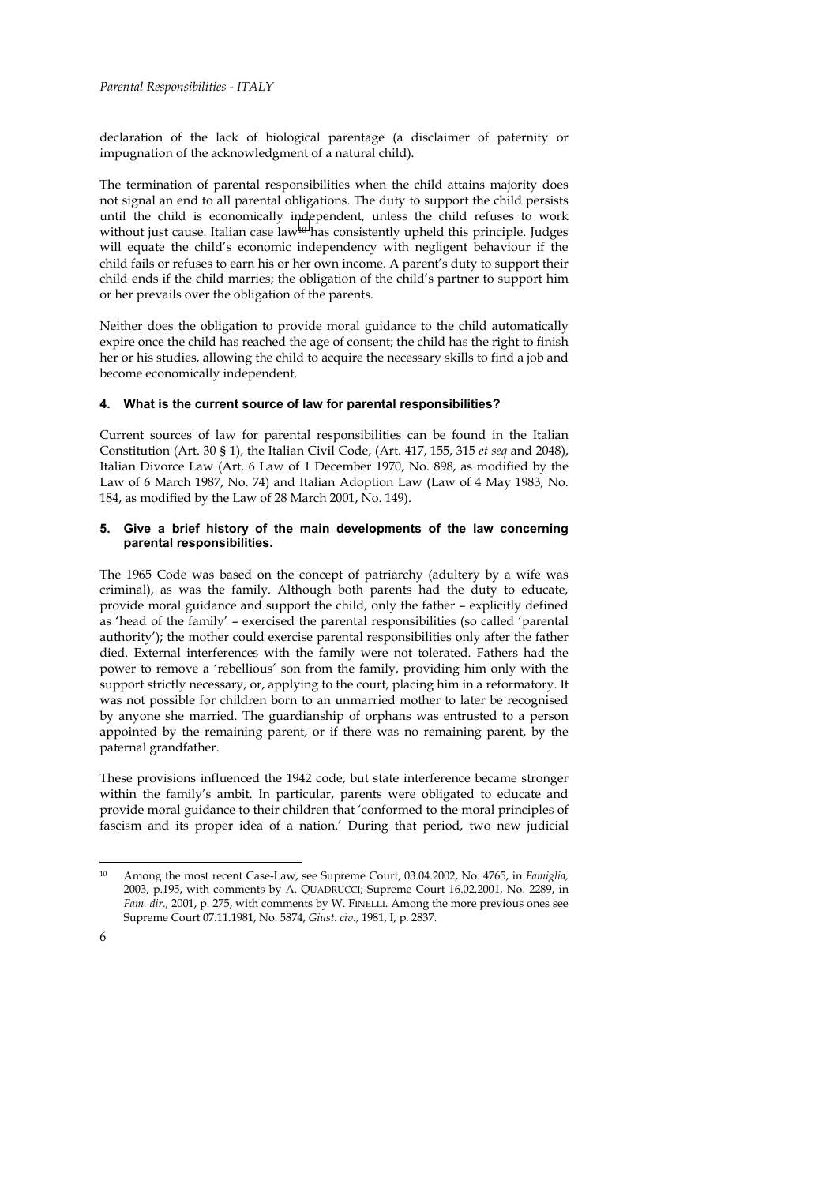declaration of the lack of biological parentage (a disclaimer of paternity or impugnation of the acknowledgment of a natural child).

The termination of parental responsibilities when the child attains majority does not signal an end to all parental obligations. The duty to support the child persists until the child is economically independent, unless the child refuses to work without just cause. Italian case law[10] has consistently upheld this principle. Judges will equate the child's economic independency with negligent behaviour if the child fails or refuses to earn his or her own income. A parent's duty to support their child ends if the child marries; the obligation of the child's partner to support him or her prevails over the obligation of the parents.

Neither does the obligation to provide moral guidance to the child automatically expire once the child has reached the age of consent; the child has the right to finish her or his studies, allowing the child to acquire the necessary skills to find a job and become economically independent.

#### 4. What is the current source of law for parental responsibilities?

Current sources of law for parental responsibilities can be found in the Italian Constitution (Art. 30 § 1), the Italian Civil Code, (Art. 417, 155, 315 *et seq* and 2048), Italian Divorce Law (Art. 6 Law of 1 December 1970, No. 898, as modified by the Law of 6 March 1987, No. 74) and Italian Adoption Law (Law of 4 May 1983, No. 184, as modified by the Law of 28 March 2001, No. 149).

#### 5. Give a brief history of the main developments of the law concerning parental responsibilities.

The 1965 Code was based on the concept of patriarchy (adultery by a wife was criminal), as was the family. Although both parents had the duty to educate, provide moral guidance and support the child, only the father – explicitly defined as 'head of the family' – exercised the parental responsibilities (so called 'parental authority'); the mother could exercise parental responsibilities only after the father died. External interferences with the family were not tolerated. Fathers had the power to remove a 'rebellious' son from the family, providing him only with the support strictly necessary, or, applying to the court, placing him in a reformatory. It was not possible for children born to an unmarried mother to later be recognised by anyone she married. The guardianship of orphans was entrusted to a person appointed by the remaining parent, or if there was no remaining parent, by the paternal grandfather.

These provisions influenced the 1942 code, but state interference became stronger within the family's ambit. In particular, parents were obligated to educate and provide moral guidance to their children that 'conformed to the moral principles of fascism and its proper idea of a nation.' During that period, two new judicial

---

[10] Among the most recent Case-Law, see Supreme Court, 03.04.2002, No. 4765, in *Famiglia,* 2003, p.195, with comments by A. QUADRUCCI; Supreme Court 16.02.2001, No. 2289, in *Fam. dir.,* 2001, p. 275, with comments by W. FINELLI. Among the more previous ones see Supreme Court 07.11.1981, No. 5874, *Giust. civ.,* 1981, I, p. 2837.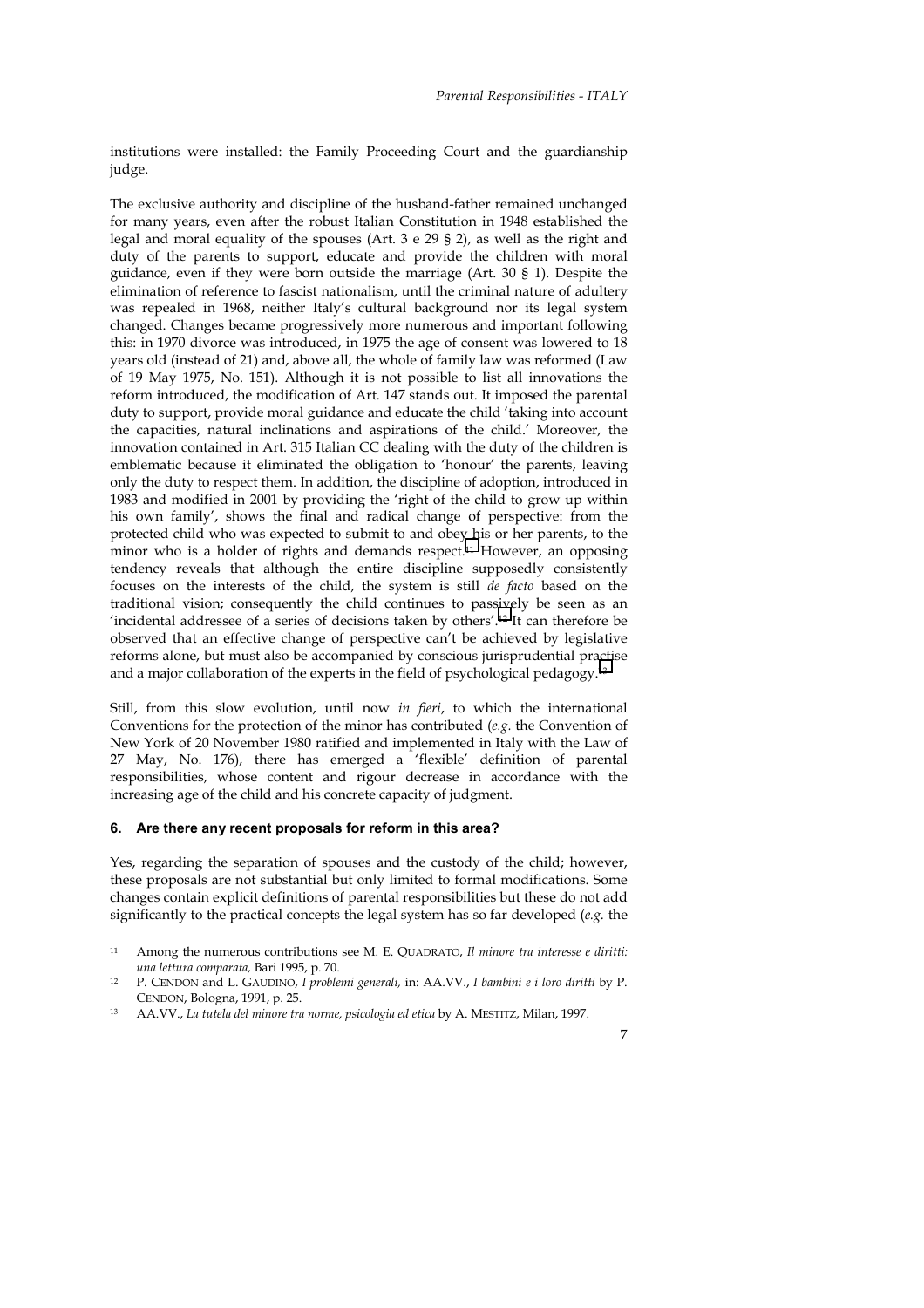institutions were installed: the Family Proceeding Court and the guardianship judge.

The exclusive authority and discipline of the husband-father remained unchanged for many years, even after the robust Italian Constitution in 1948 established the legal and moral equality of the spouses (Art. 3 e 29 § 2), as well as the right and duty of the parents to support, educate and provide the children with moral guidance, even if they were born outside the marriage (Art. 30 § 1). Despite the elimination of reference to fascist nationalism, until the criminal nature of adultery was repealed in 1968, neither Italy's cultural background nor its legal system changed. Changes became progressively more numerous and important following this: in 1970 divorce was introduced, in 1975 the age of consent was lowered to 18 years old (instead of 21) and, above all, the whole of family law was reformed (Law of 19 May 1975, No. 151). Although it is not possible to list all innovations the reform introduced, the modification of Art. 147 stands out. It imposed the parental duty to support, provide moral guidance and educate the child 'taking into account the capacities, natural inclinations and aspirations of the child.' Moreover, the innovation contained in Art. 315 Italian CC dealing with the duty of the children is emblematic because it eliminated the obligation to 'honour' the parents, leaving only the duty to respect them. In addition, the discipline of adoption, introduced in 1983 and modified in 2001 by providing the 'right of the child to grow up within his own family', shows the final and radical change of perspective: from the protected child who was expected to submit to and obey his or her parents, to the minor who is a holder of rights and demands respect.[11] However, an opposing tendency reveals that although the entire discipline supposedly consistently focuses on the interests of the child, the system is still *de facto* based on the traditional vision; consequently the child continues to passively be seen as an 'incidental addressee of a series of decisions taken by others'.[12] It can therefore be observed that an effective change of perspective can't be achieved by legislative reforms alone, but must also be accompanied by conscious jurisprudential practise and a major collaboration of the experts in the field of psychological pedagogy.[13]

Still, from this slow evolution, until now *in fieri*, to which the international Conventions for the protection of the minor has contributed (*e.g.* the Convention of New York of 20 November 1980 ratified and implemented in Italy with the Law of 27 May, No. 176), there has emerged a 'flexible' definition of parental responsibilities, whose content and rigour decrease in accordance with the increasing age of the child and his concrete capacity of judgment.

### 6. Are there any recent proposals for reform in this area?

Yes, regarding the separation of spouses and the custody of the child; however, these proposals are not substantial but only limited to formal modifications. Some changes contain explicit definitions of parental responsibilities but these do not add significantly to the practical concepts the legal system has so far developed (*e.g.* the

---

[11] Among the numerous contributions see M. E. QUADRATO, *Il minore tra interesse e diritti: una lettura comparata,* Bari 1995, p. 70.

[12] P. CENDON and L. GAUDINO, *I problemi generali,* in: AA.VV., *I bambini e i loro diritti* by P. CENDON, Bologna, 1991, p. 25.

[13] AA.VV., *La tutela del minore tra norme, psicologia ed etica* by A. MESTITZ, Milan, 1997.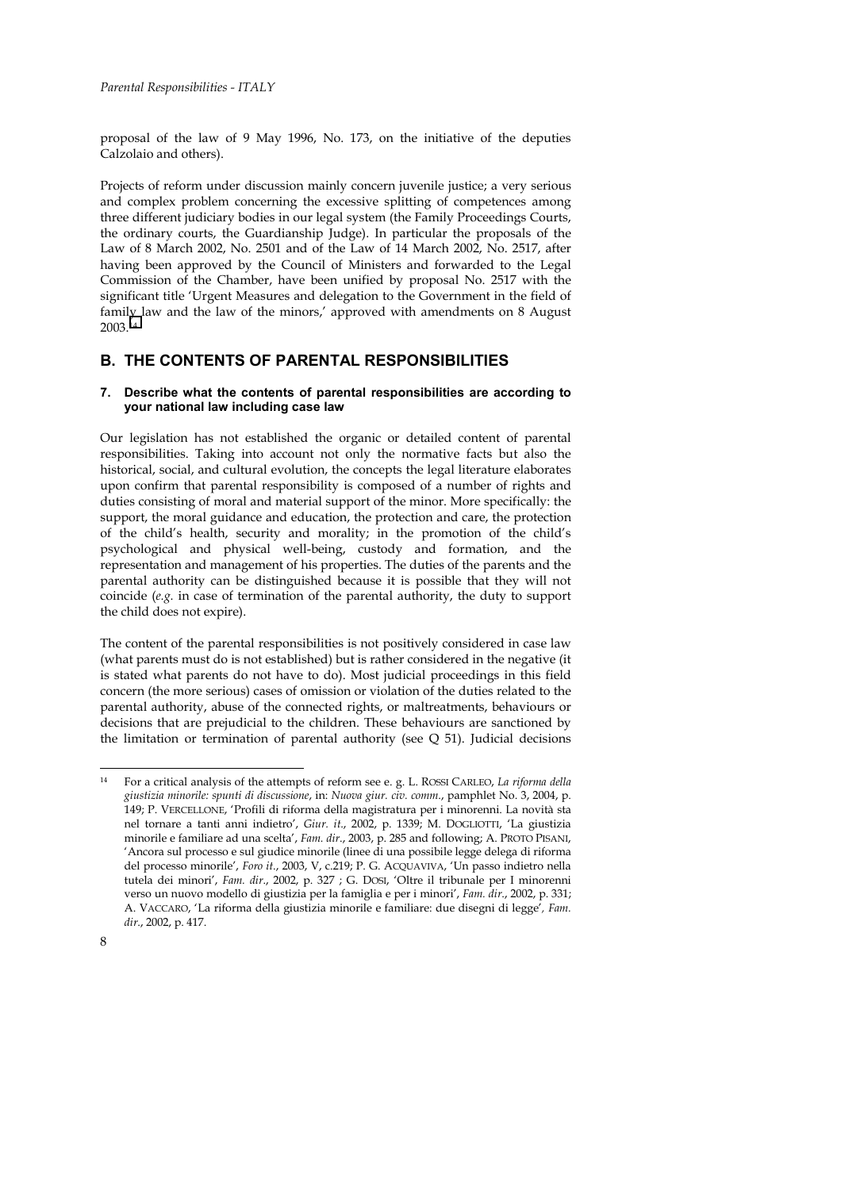proposal of the law of 9 May 1996, No. 173, on the initiative of the deputies Calzolaio and others).

Projects of reform under discussion mainly concern juvenile justice; a very serious and complex problem concerning the excessive splitting of competences among three different judiciary bodies in our legal system (the Family Proceedings Courts, the ordinary courts, the Guardianship Judge). In particular the proposals of the Law of 8 March 2002, No. 2501 and of the Law of 14 March 2002, No. 2517, after having been approved by the Council of Ministers and forwarded to the Legal Commission of the Chamber, have been unified by proposal No. 2517 with the significant title 'Urgent Measures and delegation to the Government in the field of family law and the law of the minors,' approved with amendments on 8 August 2003.[14]

## B. THE CONTENTS OF PARENTAL RESPONSIBILITIES

### 7. Describe what the contents of parental responsibilities are according to your national law including case law

Our legislation has not established the organic or detailed content of parental responsibilities. Taking into account not only the normative facts but also the historical, social, and cultural evolution, the concepts the legal literature elaborates upon confirm that parental responsibility is composed of a number of rights and duties consisting of moral and material support of the minor. More specifically: the support, the moral guidance and education, the protection and care, the protection of the child's health, security and morality; in the promotion of the child's psychological and physical well-being, custody and formation, and the representation and management of his properties. The duties of the parents and the parental authority can be distinguished because it is possible that they will not coincide (*e.g.* in case of termination of the parental authority, the duty to support the child does not expire).

The content of the parental responsibilities is not positively considered in case law (what parents must do is not established) but is rather considered in the negative (it is stated what parents do not have to do). Most judicial proceedings in this field concern (the more serious) cases of omission or violation of the duties related to the parental authority, abuse of the connected rights, or maltreatments, behaviours or decisions that are prejudicial to the children. These behaviours are sanctioned by the limitation or termination of parental authority (see Q 51). Judicial decisions

---

[14] For a critical analysis of the attempts of reform see e. g. L. ROSSI CARLEO, *La riforma della giustizia minorile: spunti di discussione*, in: *Nuova giur. civ. comm.*, pamphlet No. 3, 2004, p. 149; P. VERCELLONE, 'Profili di riforma della magistratura per i minorenni. La novità sta nel tornare a tanti anni indietro', *Giur. it.*, 2002, p. 1339; M. DOGLIOTTI, 'La giustizia minorile e familiare ad una scelta', *Fam. dir.*, 2003, p. 285 and following; A. PROTO PISANI, 'Ancora sul processo e sul giudice minorile (linee di una possibile legge delega di riforma del processo minorile', *Foro it.*, 2003, V, c.219; P. G. ACQUAVIVA, 'Un passo indietro nella tutela dei minori', *Fam. dir.*, 2002, p. 327 ; G. DOSI, 'Oltre il tribunale per I minorenni verso un nuovo modello di giustizia per la famiglia e per i minori', *Fam. dir.*, 2002, p. 331; A. VACCARO, 'La riforma della giustizia minorile e familiare: due disegni di legge', *Fam. dir.*, 2002, p. 417.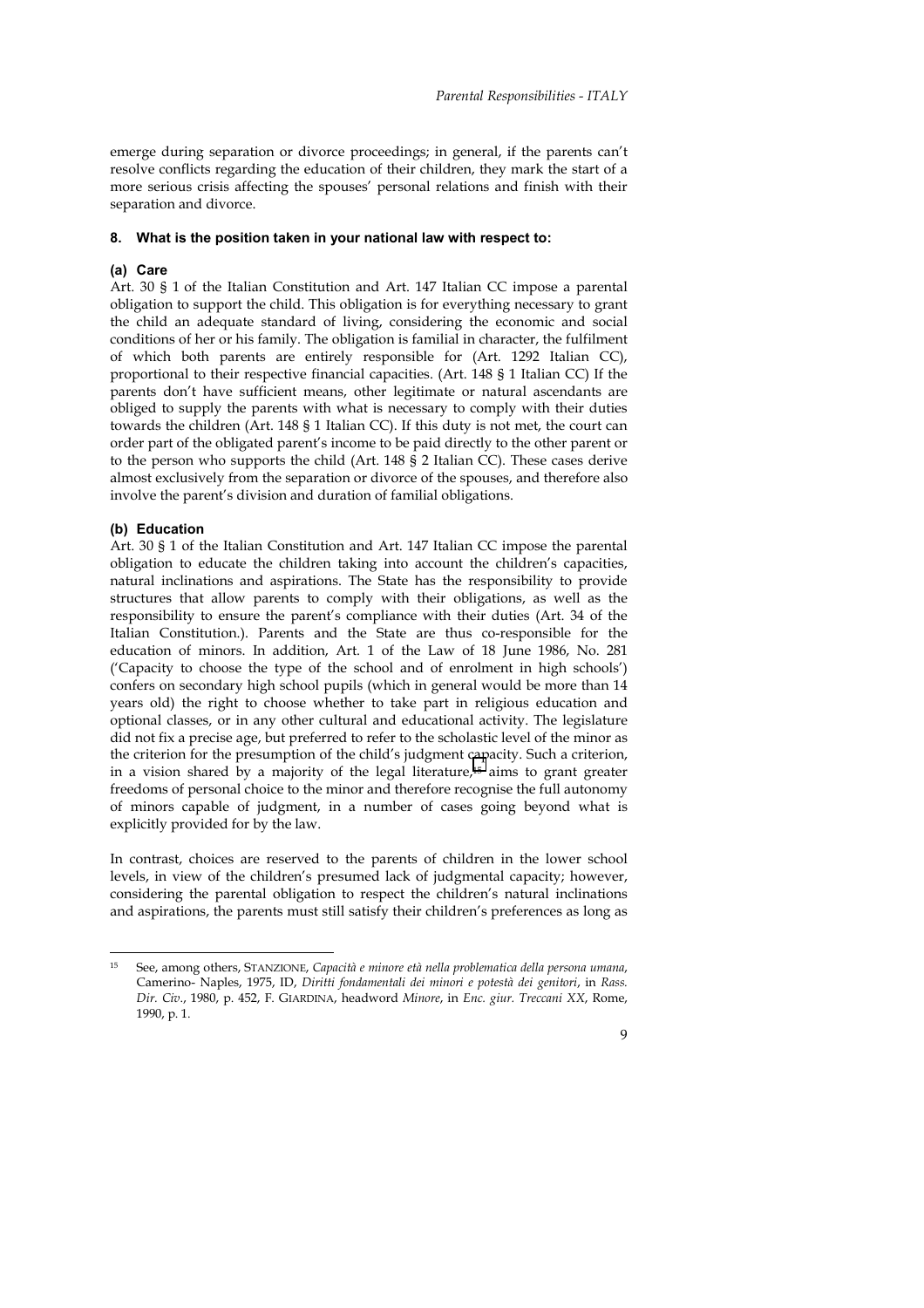emerge during separation or divorce proceedings; in general, if the parents can't resolve conflicts regarding the education of their children, they mark the start of a more serious crisis affecting the spouses' personal relations and finish with their separation and divorce.

### 8. What is the position taken in your national law with respect to:

#### (a) Care

Art. 30 § 1 of the Italian Constitution and Art. 147 Italian CC impose a parental obligation to support the child. This obligation is for everything necessary to grant the child an adequate standard of living, considering the economic and social conditions of her or his family. The obligation is familial in character, the fulfilment of which both parents are entirely responsible for (Art. 1292 Italian CC), proportional to their respective financial capacities. (Art. 148 § 1 Italian CC) If the parents don't have sufficient means, other legitimate or natural ascendants are obliged to supply the parents with what is necessary to comply with their duties towards the children (Art. 148 § 1 Italian CC). If this duty is not met, the court can order part of the obligated parent's income to be paid directly to the other parent or to the person who supports the child (Art. 148 § 2 Italian CC). These cases derive almost exclusively from the separation or divorce of the spouses, and therefore also involve the parent's division and duration of familial obligations.

#### (b) Education

Art. 30 § 1 of the Italian Constitution and Art. 147 Italian CC impose the parental obligation to educate the children taking into account the children's capacities, natural inclinations and aspirations. The State has the responsibility to provide structures that allow parents to comply with their obligations, as well as the responsibility to ensure the parent's compliance with their duties (Art. 34 of the Italian Constitution.). Parents and the State are thus co-responsible for the education of minors. In addition, Art. 1 of the Law of 18 June 1986, No. 281 ('Capacity to choose the type of the school and of enrolment in high schools') confers on secondary high school pupils (which in general would be more than 14 years old) the right to choose whether to take part in religious education and optional classes, or in any other cultural and educational activity. The legislature did not fix a precise age, but preferred to refer to the scholastic level of the minor as the criterion for the presumption of the child's judgment capacity. Such a criterion, in a vision shared by a majority of the legal literature,[15] aims to grant greater freedoms of personal choice to the minor and therefore recognise the full autonomy of minors capable of judgment, in a number of cases going beyond what is explicitly provided for by the law.

In contrast, choices are reserved to the parents of children in the lower school levels, in view of the children's presumed lack of judgmental capacity; however, considering the parental obligation to respect the children's natural inclinations and aspirations, the parents must still satisfy their children's preferences as long as

---

[15] See, among others, STANZIONE, *Capacità e minore età nella problematica della persona umana*, Camerino- Naples, 1975, ID, *Diritti fondamentali dei minori e potestà dei genitori*, in *Rass. Dir. Civ.*, 1980, p. 452, F. GIARDINA, headword *Minore*, in *Enc. giur. Treccani XX*, Rome, 1990, p. 1.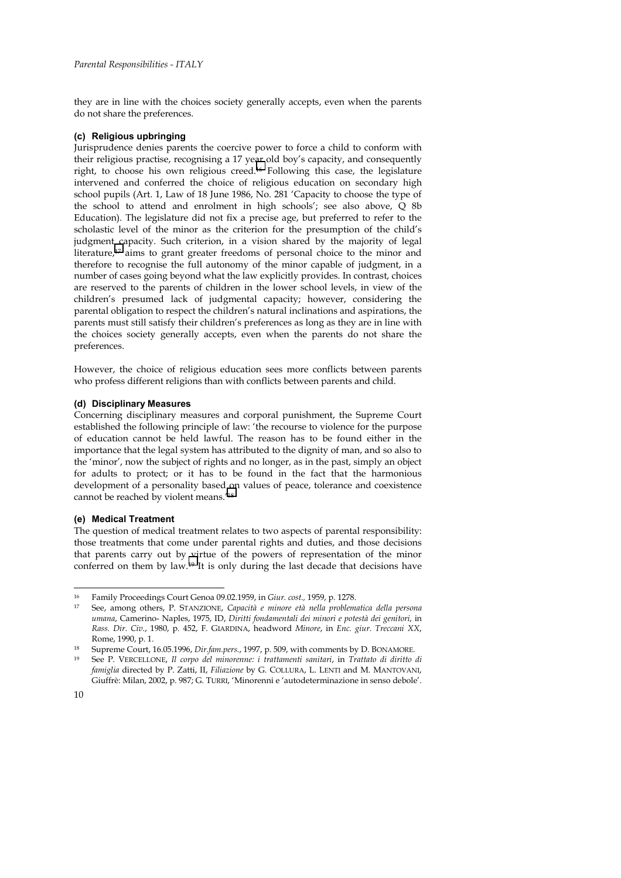they are in line with the choices society generally accepts, even when the parents do not share the preferences.

#### (c) Religious upbringing

Jurisprudence denies parents the coercive power to force a child to conform with their religious practise, recognising a 17 year old boy's capacity, and consequently right, to choose his own religious creed.[16] Following this case, the legislature intervened and conferred the choice of religious education on secondary high school pupils (Art. 1, Law of 18 June 1986, No. 281 'Capacity to choose the type of the school to attend and enrolment in high schools'; see also above, Q 8b Education). The legislature did not fix a precise age, but preferred to refer to the scholastic level of the minor as the criterion for the presumption of the child's judgment capacity. Such criterion, in a vision shared by the majority of legal literature,[17] aims to grant greater freedoms of personal choice to the minor and therefore to recognise the full autonomy of the minor capable of judgment, in a number of cases going beyond what the law explicitly provides. In contrast, choices are reserved to the parents of children in the lower school levels, in view of the children's presumed lack of judgmental capacity; however, considering the parental obligation to respect the children's natural inclinations and aspirations, the parents must still satisfy their children's preferences as long as they are in line with the choices society generally accepts, even when the parents do not share the preferences.

However, the choice of religious education sees more conflicts between parents who profess different religions than with conflicts between parents and child.

#### (d) Disciplinary Measures

Concerning disciplinary measures and corporal punishment, the Supreme Court established the following principle of law: 'the recourse to violence for the purpose of education cannot be held lawful. The reason has to be found either in the importance that the legal system has attributed to the dignity of man, and so also to the 'minor', now the subject of rights and no longer, as in the past, simply an object for adults to protect; or it has to be found in the fact that the harmonious development of a personality based on values of peace, tolerance and coexistence cannot be reached by violent means.'[18]

#### (e) Medical Treatment

The question of medical treatment relates to two aspects of parental responsibility: those treatments that come under parental rights and duties, and those decisions that parents carry out by virtue of the powers of representation of the minor conferred on them by law.[19] It is only during the last decade that decisions have

---

[16] Family Proceedings Court Genoa 09.02.1959, in *Giur. cost.*, 1959, p. 1278.

[17] See, among others, P. STANZIONE, *Capacità e minore età nella problematica della persona umana*, Camerino- Naples, 1975, ID, *Diritti fondamentali dei minori e potestà dei genitori*, in *Rass. Dir. Civ.*, 1980, p. 452, F. GIARDINA, headword *Minore*, in *Enc. giur. Treccani XX*, Rome, 1990, p. 1.

[18] Supreme Court, 16.05.1996, *Dir.fam.pers.*, 1997, p. 509, with comments by D. BONAMORE.

[19] See P. VERCELLONE, *Il corpo del minorenne: i trattamenti sanitari*, in *Trattato di diritto di famiglia* directed by P. Zatti, II, *Filiazione* by G. COLLURA, L. LENTI and M. MANTOVANI, Giuffrè: Milan, 2002, p. 987; G. TURRI, 'Minorenni e 'autodeterminazione in senso debole'.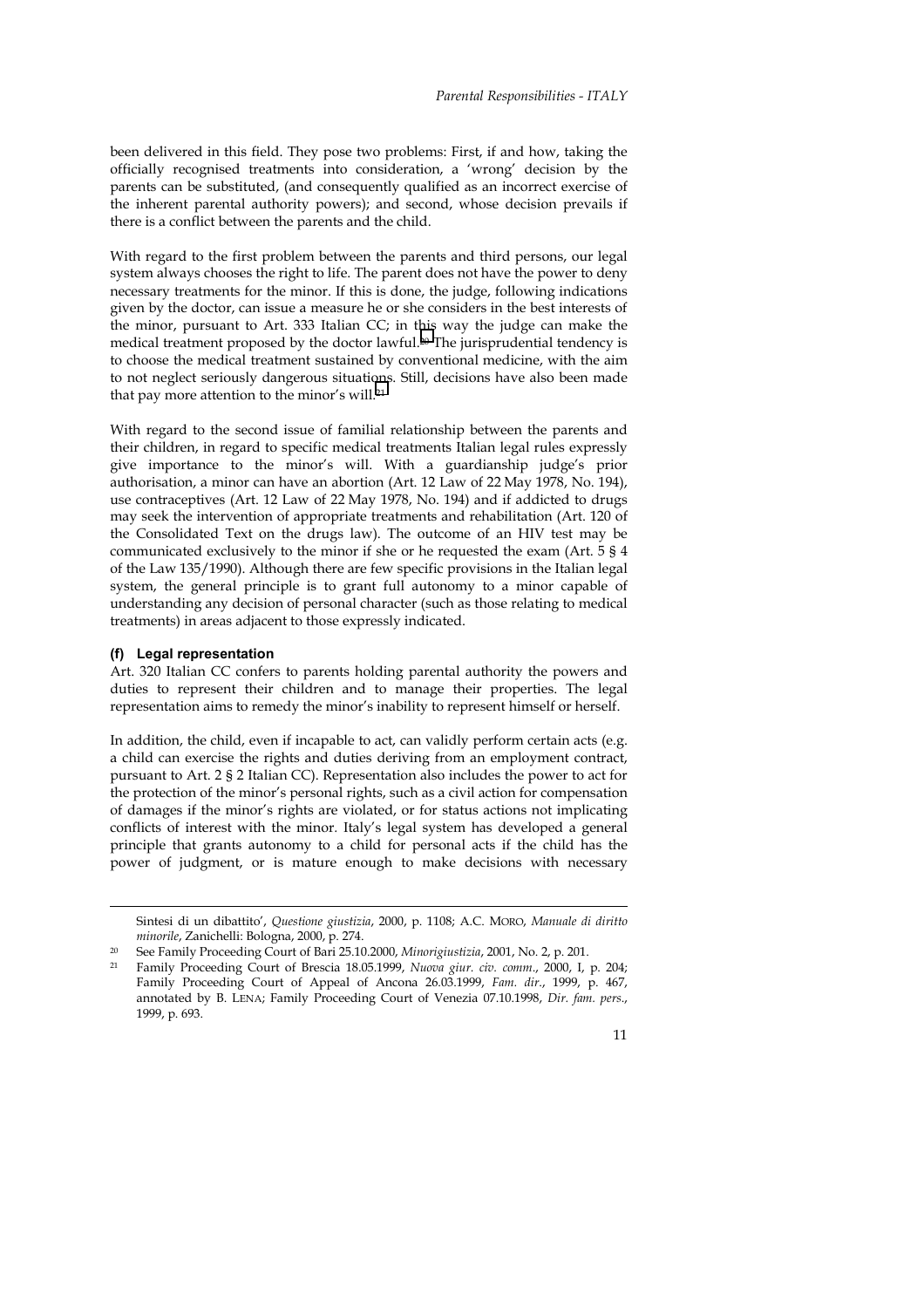been delivered in this field. They pose two problems: First, if and how, taking the officially recognised treatments into consideration, a 'wrong' decision by the parents can be substituted, (and consequently qualified as an incorrect exercise of the inherent parental authority powers); and second, whose decision prevails if there is a conflict between the parents and the child.

With regard to the first problem between the parents and third persons, our legal system always chooses the right to life. The parent does not have the power to deny necessary treatments for the minor. If this is done, the judge, following indications given by the doctor, can issue a measure he or she considers in the best interests of the minor, pursuant to Art. 333 Italian CC; in this way the judge can make the medical treatment proposed by the doctor lawful.[20] The jurisprudential tendency is to choose the medical treatment sustained by conventional medicine, with the aim to not neglect seriously dangerous situations. Still, decisions have also been made that pay more attention to the minor's will.[21]

With regard to the second issue of familial relationship between the parents and their children, in regard to specific medical treatments Italian legal rules expressly give importance to the minor's will. With a guardianship judge's prior authorisation, a minor can have an abortion (Art. 12 Law of 22 May 1978, No. 194), use contraceptives (Art. 12 Law of 22 May 1978, No. 194) and if addicted to drugs may seek the intervention of appropriate treatments and rehabilitation (Art. 120 of the Consolidated Text on the drugs law). The outcome of an HIV test may be communicated exclusively to the minor if she or he requested the exam (Art. 5 § 4 of the Law 135/1990). Although there are few specific provisions in the Italian legal system, the general principle is to grant full autonomy to a minor capable of understanding any decision of personal character (such as those relating to medical treatments) in areas adjacent to those expressly indicated.

#### (f) Legal representation

Art. 320 Italian CC confers to parents holding parental authority the powers and duties to represent their children and to manage their properties. The legal representation aims to remedy the minor's inability to represent himself or herself.

In addition, the child, even if incapable to act, can validly perform certain acts (e.g. a child can exercise the rights and duties deriving from an employment contract, pursuant to Art. 2 § 2 Italian CC). Representation also includes the power to act for the protection of the minor's personal rights, such as a civil action for compensation of damages if the minor's rights are violated, or for status actions not implicating conflicts of interest with the minor. Italy's legal system has developed a general principle that grants autonomy to a child for personal acts if the child has the power of judgment, or is mature enough to make decisions with necessary

---

Sintesi di un dibattito', *Questione giustizia*, 2000, p. 1108; A.C. MORO, *Manuale di diritto minorile*, Zanichelli: Bologna, 2000, p. 274.

[20] See Family Proceeding Court of Bari 25.10.2000, *Minorigiustizia*, 2001, No. 2, p. 201.

[21] Family Proceeding Court of Brescia 18.05.1999, *Nuova giur. civ. comm.*, 2000, I, p. 204; Family Proceeding Court of Appeal of Ancona 26.03.1999, *Fam. dir.*, 1999, p. 467, annotated by B. LENA; Family Proceeding Court of Venezia 07.10.1998, *Dir. fam. pers.*, 1999, p. 693.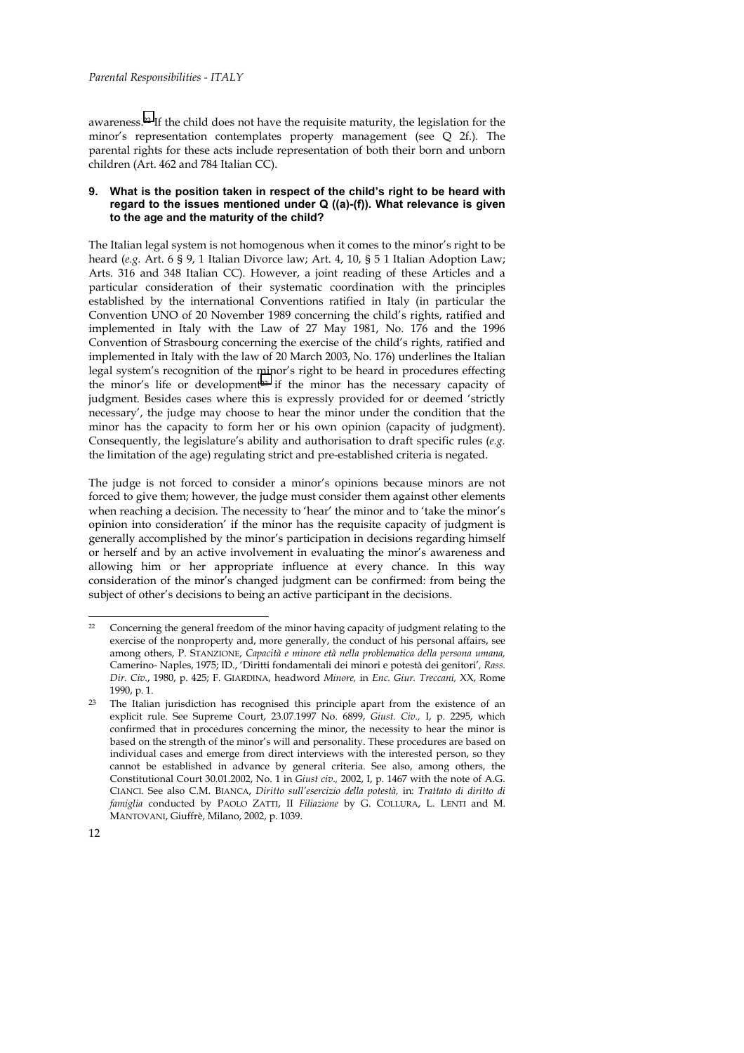awareness.[22] If the child does not have the requisite maturity, the legislation for the minor's representation contemplates property management (see Q 2f.). The parental rights for these acts include representation of both their born and unborn children (Art. 462 and 784 Italian CC).

### 9. What is the position taken in respect of the child's right to be heard with regard to the issues mentioned under Q ((a)-(f)). What relevance is given to the age and the maturity of the child?

The Italian legal system is not homogenous when it comes to the minor's right to be heard (*e.g.* Art. 6 § 9, 1 Italian Divorce law; Art. 4, 10, § 5 1 Italian Adoption Law; Arts. 316 and 348 Italian CC). However, a joint reading of these Articles and a particular consideration of their systematic coordination with the principles established by the international Conventions ratified in Italy (in particular the Convention UNO of 20 November 1989 concerning the child's rights, ratified and implemented in Italy with the Law of 27 May 1981, No. 176 and the 1996 Convention of Strasbourg concerning the exercise of the child's rights, ratified and implemented in Italy with the law of 20 March 2003, No. 176) underlines the Italian legal system's recognition of the minor's right to be heard in procedures effecting the minor's life or development[23] if the minor has the necessary capacity of judgment. Besides cases where this is expressly provided for or deemed 'strictly necessary', the judge may choose to hear the minor under the condition that the minor has the capacity to form her or his own opinion (capacity of judgment). Consequently, the legislature's ability and authorisation to draft specific rules (*e.g.* the limitation of the age) regulating strict and pre-established criteria is negated.

The judge is not forced to consider a minor's opinions because minors are not forced to give them; however, the judge must consider them against other elements when reaching a decision. The necessity to 'hear' the minor and to 'take the minor's opinion into consideration' if the minor has the requisite capacity of judgment is generally accomplished by the minor's participation in decisions regarding himself or herself and by an active involvement in evaluating the minor's awareness and allowing him or her appropriate influence at every chance. In this way consideration of the minor's changed judgment can be confirmed: from being the subject of other's decisions to being an active participant in the decisions.

---

[22] Concerning the general freedom of the minor having capacity of judgment relating to the exercise of the nonproperty and, more generally, the conduct of his personal affairs, see among others, P. STANZIONE, *Capacità e minore età nella problematica della persona umana,* Camerino- Naples, 1975; ID., 'Diritti fondamentali dei minori e potestà dei genitori', *Rass. Dir. Civ.*, 1980, p. 425; F. GIARDINA, headword *Minore,* in *Enc. Giur. Treccani,* XX, Rome 1990, p. 1.

[23] The Italian jurisdiction has recognised this principle apart from the existence of an explicit rule. See Supreme Court, 23.07.1997 No. 6899, *Giust. Civ.,* I, p. 2295, which confirmed that in procedures concerning the minor, the necessity to hear the minor is based on the strength of the minor's will and personality. These procedures are based on individual cases and emerge from direct interviews with the interested person, so they cannot be established in advance by general criteria. See also, among others, the Constitutional Court 30.01.2002, No. 1 in *Giust civ.,* 2002, I, p. 1467 with the note of A.G. CIANCI. See also C.M. BIANCA, *Diritto sull'esercizio della potestà,* in: *Trattato di diritto di famiglia* conducted by PAOLO ZATTI, II *Filiazione* by G. COLLURA, L. LENTI and M. MANTOVANI, Giuffrè, Milano, 2002, p. 1039.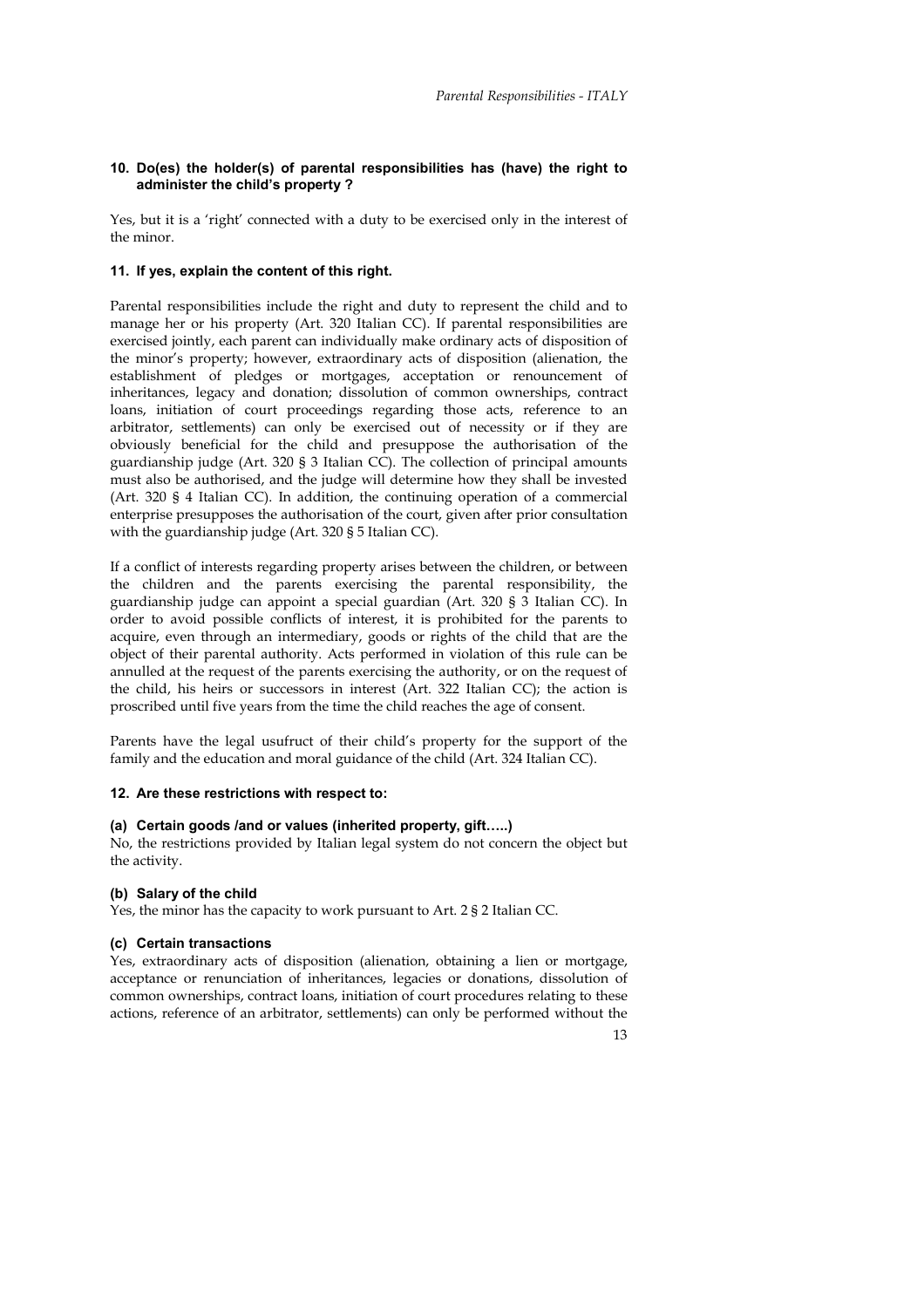#### 10. Do(es) the holder(s) of parental responsibilities has (have) the right to administer the child's property ?

Yes, but it is a 'right' connected with a duty to be exercised only in the interest of the minor.

#### 11. If yes, explain the content of this right.

Parental responsibilities include the right and duty to represent the child and to manage her or his property (Art. 320 Italian CC). If parental responsibilities are exercised jointly, each parent can individually make ordinary acts of disposition of the minor's property; however, extraordinary acts of disposition (alienation, the establishment of pledges or mortgages, acceptance or renouncement of inheritances, legacy and donation; dissolution of common ownerships, contract loans, initiation of court proceedings regarding those acts, reference to an arbitrator, settlements) can only be exercised out of necessity or if they are obviously beneficial for the child and presuppose the authorisation of the guardianship judge (Art. 320 § 3 Italian CC). The collection of principal amounts must also be authorised, and the judge will determine how they shall be invested (Art. 320 § 4 Italian CC). In addition, the continuing operation of a commercial enterprise presupposes the authorisation of the court, given after prior consultation with the guardianship judge (Art. 320 § 5 Italian CC).

If a conflict of interests regarding property arises between the children, or between the children and the parents exercising the parental responsibility, the guardianship judge can appoint a special guardian (Art. 320 § 3 Italian CC). In order to avoid possible conflicts of interest, it is prohibited for the parents to acquire, even through an intermediary, goods or rights of the child that are the object of their parental authority. Acts performed in violation of this rule can be annulled at the request of the parents exercising the authority, or on the request of the child, his heirs or successors in interest (Art. 322 Italian CC); the action is proscribed until five years from the time the child reaches the age of consent.

Parents have the legal usufruct of their child's property for the support of the family and the education and moral guidance of the child (Art. 324 Italian CC).

#### 12. Are these restrictions with respect to:

##### (a) Certain goods /and or values (inherited property, gift…..)

No, the restrictions provided by Italian legal system do not concern the object but the activity.

##### (b) Salary of the child

Yes, the minor has the capacity to work pursuant to Art. 2 § 2 Italian CC.

##### (c) Certain transactions

Yes, extraordinary acts of disposition (alienation, obtaining a lien or mortgage, acceptance or renunciation of inheritances, legacies or donations, dissolution of common ownerships, contract loans, initiation of court procedures relating to these actions, reference of an arbitrator, settlements) can only be performed without the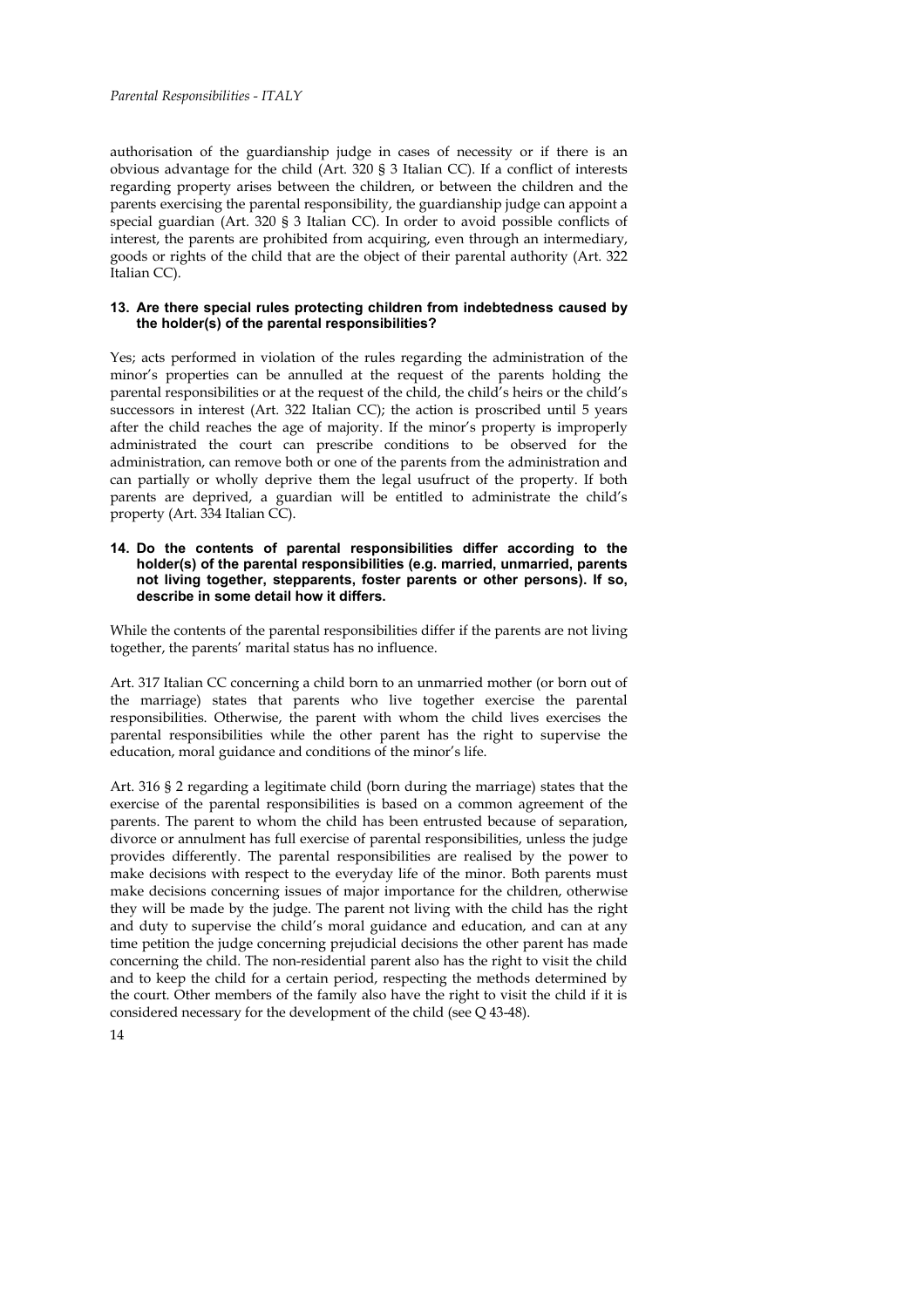authorisation of the guardianship judge in cases of necessity or if there is an obvious advantage for the child (Art. 320 § 3 Italian CC). If a conflict of interests regarding property arises between the children, or between the children and the parents exercising the parental responsibility, the guardianship judge can appoint a special guardian (Art. 320 § 3 Italian CC). In order to avoid possible conflicts of interest, the parents are prohibited from acquiring, even through an intermediary, goods or rights of the child that are the object of their parental authority (Art. 322 Italian CC).

#### 13. Are there special rules protecting children from indebtedness caused by the holder(s) of the parental responsibilities?

Yes; acts performed in violation of the rules regarding the administration of the minor's properties can be annulled at the request of the parents holding the parental responsibilities or at the request of the child, the child's heirs or the child's successors in interest (Art. 322 Italian CC); the action is proscribed until 5 years after the child reaches the age of majority. If the minor's property is improperly administrated the court can prescribe conditions to be observed for the administration, can remove both or one of the parents from the administration and can partially or wholly deprive them the legal usufruct of the property. If both parents are deprived, a guardian will be entitled to administrate the child's property (Art. 334 Italian CC).

#### 14. Do the contents of parental responsibilities differ according to the holder(s) of the parental responsibilities (e.g. married, unmarried, parents not living together, stepparents, foster parents or other persons). If so, describe in some detail how it differs.

While the contents of the parental responsibilities differ if the parents are not living together, the parents' marital status has no influence.

Art. 317 Italian CC concerning a child born to an unmarried mother (or born out of the marriage) states that parents who live together exercise the parental responsibilities. Otherwise, the parent with whom the child lives exercises the parental responsibilities while the other parent has the right to supervise the education, moral guidance and conditions of the minor's life.

Art. 316 § 2 regarding a legitimate child (born during the marriage) states that the exercise of the parental responsibilities is based on a common agreement of the parents. The parent to whom the child has been entrusted because of separation, divorce or annulment has full exercise of parental responsibilities, unless the judge provides differently. The parental responsibilities are realised by the power to make decisions with respect to the everyday life of the minor. Both parents must make decisions concerning issues of major importance for the children, otherwise they will be made by the judge. The parent not living with the child has the right and duty to supervise the child's moral guidance and education, and can at any time petition the judge concerning prejudicial decisions the other parent has made concerning the child. The non-residential parent also has the right to visit the child and to keep the child for a certain period, respecting the methods determined by the court. Other members of the family also have the right to visit the child if it is considered necessary for the development of the child (see Q 43-48).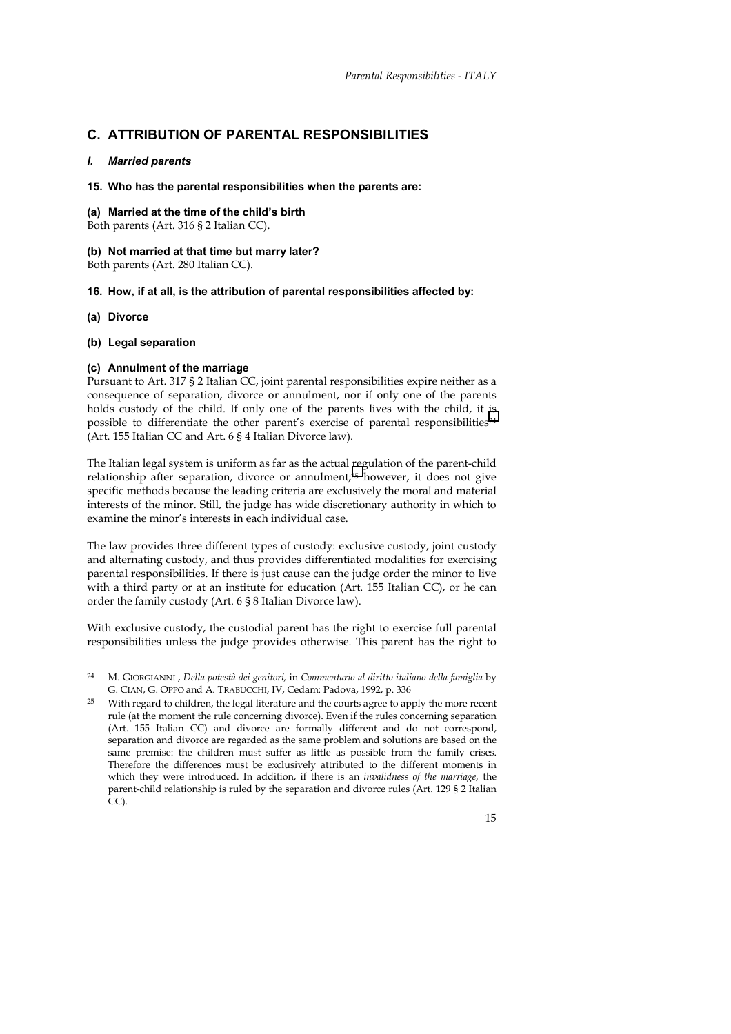## C. ATTRIBUTION OF PARENTAL RESPONSIBILITIES

### *I. Married parents*

#### 15. Who has the parental responsibilities when the parents are:

**(a) Married at the time of the child's birth**

Both parents (Art. 316 § 2 Italian CC).

**(b) Not married at that time but marry later?**

Both parents (Art. 280 Italian CC).

#### 16. How, if at all, is the attribution of parental responsibilities affected by:

**(a) Divorce**

**(b) Legal separation**

**(c) Annulment of the marriage**

Pursuant to Art. 317 § 2 Italian CC, joint parental responsibilities expire neither as a consequence of separation, divorce or annulment, nor if only one of the parents holds custody of the child. If only one of the parents lives with the child, it is possible to differentiate the other parent's exercise of parental responsibilities[24] (Art. 155 Italian CC and Art. 6 § 4 Italian Divorce law).

The Italian legal system is uniform as far as the actual regulation of the parent-child relationship after separation, divorce or annulment;[25] however, it does not give specific methods because the leading criteria are exclusively the moral and material interests of the minor. Still, the judge has wide discretionary authority in which to examine the minor's interests in each individual case.

The law provides three different types of custody: exclusive custody, joint custody and alternating custody, and thus provides differentiated modalities for exercising parental responsibilities. If there is just cause can the judge order the minor to live with a third party or at an institute for education (Art. 155 Italian CC), or he can order the family custody (Art. 6 § 8 Italian Divorce law).

With exclusive custody, the custodial parent has the right to exercise full parental responsibilities unless the judge provides otherwise. This parent has the right to

---

[24] M. GIORGIANNI , *Della potestà dei genitori,* in *Commentario al diritto italiano della famiglia* by G. CIAN, G. OPPO and A. TRABUCCHI, IV, Cedam: Padova, 1992, p. 336

[25] With regard to children, the legal literature and the courts agree to apply the more recent rule (at the moment the rule concerning divorce). Even if the rules concerning separation (Art. 155 Italian CC) and divorce are formally different and do not correspond, separation and divorce are regarded as the same problem and solutions are based on the same premise: the children must suffer as little as possible from the family crises. Therefore the differences must be exclusively attributed to the different moments in which they were introduced. In addition, if there is an *invalidness of the marriage,* the parent-child relationship is ruled by the separation and divorce rules (Art. 129 § 2 Italian CC).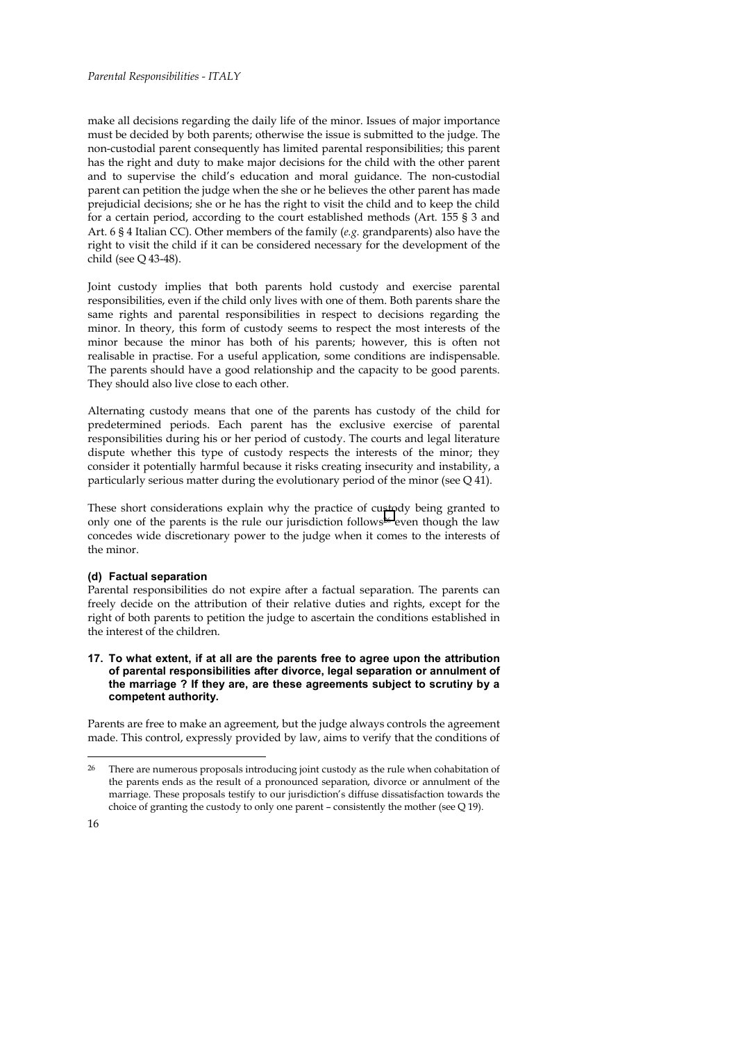make all decisions regarding the daily life of the minor. Issues of major importance must be decided by both parents; otherwise the issue is submitted to the judge. The non-custodial parent consequently has limited parental responsibilities; this parent has the right and duty to make major decisions for the child with the other parent and to supervise the child's education and moral guidance. The non-custodial parent can petition the judge when the she or he believes the other parent has made prejudicial decisions; she or he has the right to visit the child and to keep the child for a certain period, according to the court established methods (Art. 155 § 3 and Art. 6 § 4 Italian CC). Other members of the family (*e.g.* grandparents) also have the right to visit the child if it can be considered necessary for the development of the child (see Q 43-48).

Joint custody implies that both parents hold custody and exercise parental responsibilities, even if the child only lives with one of them. Both parents share the same rights and parental responsibilities in respect to decisions regarding the minor. In theory, this form of custody seems to respect the most interests of the minor because the minor has both of his parents; however, this is often not realisable in practise. For a useful application, some conditions are indispensable. The parents should have a good relationship and the capacity to be good parents. They should also live close to each other.

Alternating custody means that one of the parents has custody of the child for predetermined periods. Each parent has the exclusive exercise of parental responsibilities during his or her period of custody. The courts and legal literature dispute whether this type of custody respects the interests of the minor; they consider it potentially harmful because it risks creating insecurity and instability, a particularly serious matter during the evolutionary period of the minor (see Q 41).

These short considerations explain why the practice of custody being granted to only one of the parents is the rule our jurisdiction follows[26] even though the law concedes wide discretionary power to the judge when it comes to the interests of the minor.

#### (d) Factual separation

Parental responsibilities do not expire after a factual separation. The parents can freely decide on the attribution of their relative duties and rights, except for the right of both parents to petition the judge to ascertain the conditions established in the interest of the children.

#### 17. To what extent, if at all are the parents free to agree upon the attribution of parental responsibilities after divorce, legal separation or annulment of the marriage ? If they are, are these agreements subject to scrutiny by a competent authority.

Parents are free to make an agreement, but the judge always controls the agreement made. This control, expressly provided by law, aims to verify that the conditions of

---

[26] There are numerous proposals introducing joint custody as the rule when cohabitation of the parents ends as the result of a pronounced separation, divorce or annulment of the marriage. These proposals testify to our jurisdiction's diffuse dissatisfaction towards the choice of granting the custody to only one parent – consistently the mother (see Q 19).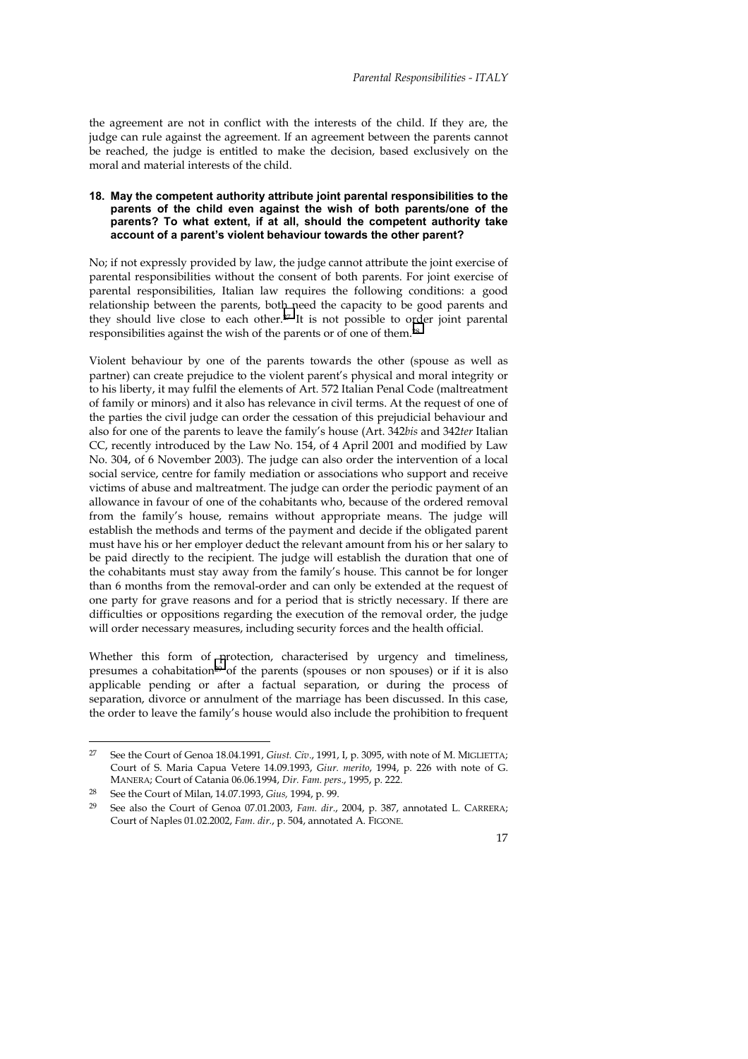the agreement are not in conflict with the interests of the child. If they are, the judge can rule against the agreement. If an agreement between the parents cannot be reached, the judge is entitled to make the decision, based exclusively on the moral and material interests of the child.

**18. May the competent authority attribute joint parental responsibilities to the parents of the child even against the wish of both parents/one of the parents? To what extent, if at all, should the competent authority take account of a parent's violent behaviour towards the other parent?**

No; if not expressly provided by law, the judge cannot attribute the joint exercise of parental responsibilities without the consent of both parents. For joint exercise of parental responsibilities, Italian law requires the following conditions: a good relationship between the parents, both need the capacity to be good parents and they should live close to each other.[27] It is not possible to order joint parental responsibilities against the wish of the parents or of one of them.[28]

Violent behaviour by one of the parents towards the other (spouse as well as partner) can create prejudice to the violent parent's physical and moral integrity or to his liberty, it may fulfil the elements of Art. 572 Italian Penal Code (maltreatment of family or minors) and it also has relevance in civil terms. At the request of one of the parties the civil judge can order the cessation of this prejudicial behaviour and also for one of the parents to leave the family's house (Art. 342*bis* and 342*ter* Italian CC, recently introduced by the Law No. 154, of 4 April 2001 and modified by Law No. 304, of 6 November 2003). The judge can also order the intervention of a local social service, centre for family mediation or associations who support and receive victims of abuse and maltreatment. The judge can order the periodic payment of an allowance in favour of one of the cohabitants who, because of the ordered removal from the family's house, remains without appropriate means. The judge will establish the methods and terms of the payment and decide if the obligated parent must have his or her employer deduct the relevant amount from his or her salary to be paid directly to the recipient. The judge will establish the duration that one of the cohabitants must stay away from the family's house. This cannot be for longer than 6 months from the removal-order and can only be extended at the request of one party for grave reasons and for a period that is strictly necessary. If there are difficulties or oppositions regarding the execution of the removal order, the judge will order necessary measures, including security forces and the health official.

Whether this form of protection, characterised by urgency and timeliness, presumes a cohabitation[29] of the parents (spouses or non spouses) or if it is also applicable pending or after a factual separation, or during the process of separation, divorce or annulment of the marriage has been discussed. In this case, the order to leave the family's house would also include the prohibition to frequent

---

[27] See the Court of Genoa 18.04.1991, *Giust. Civ*., 1991, I, p. 3095, with note of M. MIGLIETTA; Court of S. Maria Capua Vetere 14.09.1993, *Giur. merito*, 1994, p. 226 with note of G. MANERA; Court of Catania 06.06.1994, *Dir. Fam. pers*., 1995, p. 222.

[28] See the Court of Milan, 14.07.1993, *Gius*, 1994, p. 99.

[29] See also the Court of Genoa 07.01.2003, *Fam. dir*., 2004, p. 387, annotated L. CARRERA; Court of Naples 01.02.2002, *Fam. dir*., p. 504, annotated A. FIGONE.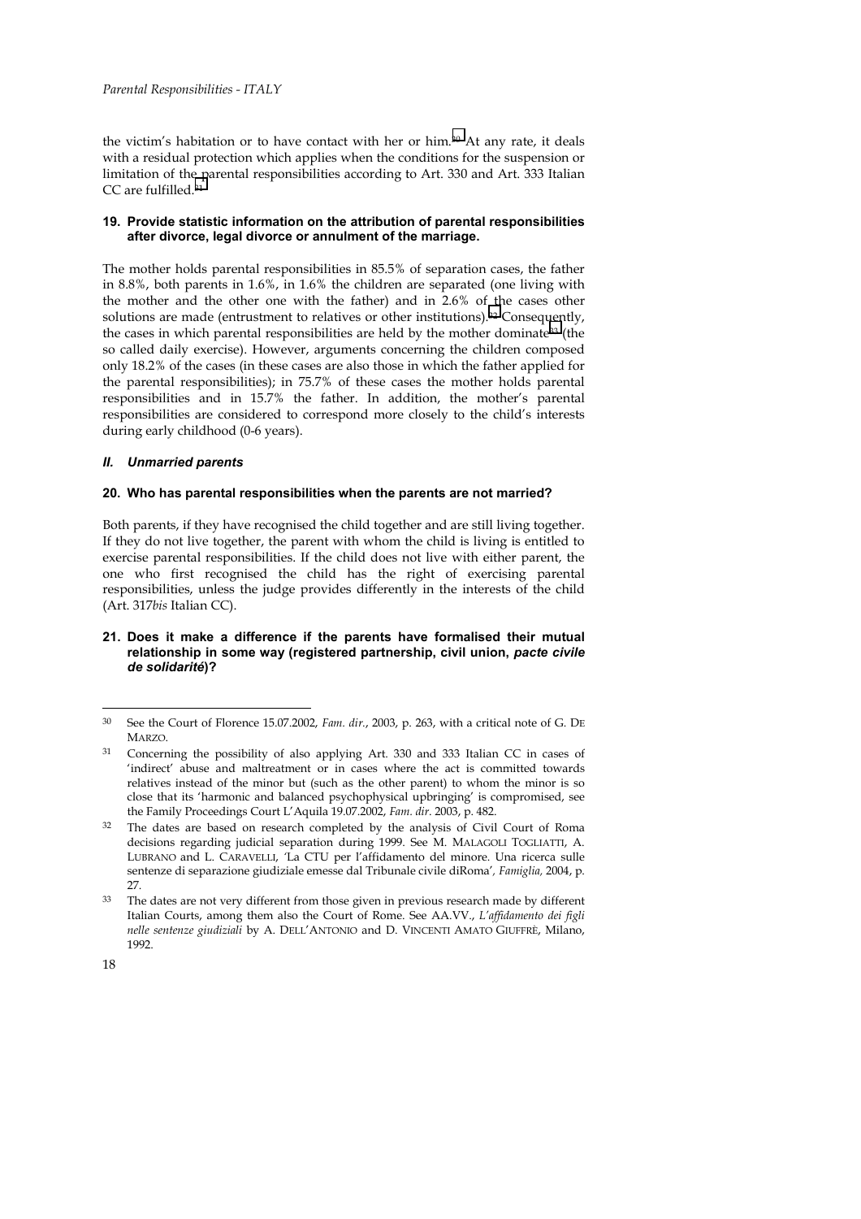the victim's habitation or to have contact with her or him.[30] At any rate, it deals with a residual protection which applies when the conditions for the suspension or limitation of the parental responsibilities according to Art. 330 and Art. 333 Italian CC are fulfilled.[31]

### 19. Provide statistic information on the attribution of parental responsibilities after divorce, legal divorce or annulment of the marriage.

The mother holds parental responsibilities in 85.5% of separation cases, the father in 8.8%, both parents in 1.6%, in 1.6% the children are separated (one living with the mother and the other one with the father) and in 2.6% of the cases other solutions are made (entrustment to relatives or other institutions).[32] Consequently, the cases in which parental responsibilities are held by the mother dominate[33] (the so called daily exercise). However, arguments concerning the children composed only 18.2% of the cases (in these cases are also those in which the father applied for the parental responsibilities); in 75.7% of these cases the mother holds parental responsibilities and in 15.7% the father. In addition, the mother's parental responsibilities are considered to correspond more closely to the child's interests during early childhood (0-6 years).

## *II. Unmarried parents*

### 20. Who has parental responsibilities when the parents are not married?

Both parents, if they have recognised the child together and are still living together. If they do not live together, the parent with whom the child is living is entitled to exercise parental responsibilities. If the child does not live with either parent, the one who first recognised the child has the right of exercising parental responsibilities, unless the judge provides differently in the interests of the child (Art. 317*bis* Italian CC).

### 21. Does it make a difference if the parents have formalised their mutual relationship in some way (registered partnership, civil union, *pacte civile de solidarité*)?

---

[30] See the Court of Florence 15.07.2002, *Fam. dir.*, 2003, p. 263, with a critical note of G. DE MARZO.

[31] Concerning the possibility of also applying Art. 330 and 333 Italian CC in cases of 'indirect' abuse and maltreatment or in cases where the act is committed towards relatives instead of the minor but (such as the other parent) to whom the minor is so close that its 'harmonic and balanced psychophysical upbringing' is compromised, see the Family Proceedings Court L'Aquila 19.07.2002, *Fam. dir.* 2003, p. 482.

[32] The dates are based on research completed by the analysis of Civil Court of Roma decisions regarding judicial separation during 1999. See M. MALAGOLI TOGLIATTI, A. LUBRANO and L. CARAVELLI, 'La CTU per l'affidamento del minore. Una ricerca sulle sentenze di separazione giudiziale emesse dal Tribunale civile diRoma', *Famiglia,* 2004, p. 27.

[33] The dates are not very different from those given in previous research made by different Italian Courts, among them also the Court of Rome. See AA.VV., *L'affidamento dei figli nelle sentenze giudiziali* by A. DELL'ANTONIO and D. VINCENTI AMATO GIUFFRÈ, Milano, 1992.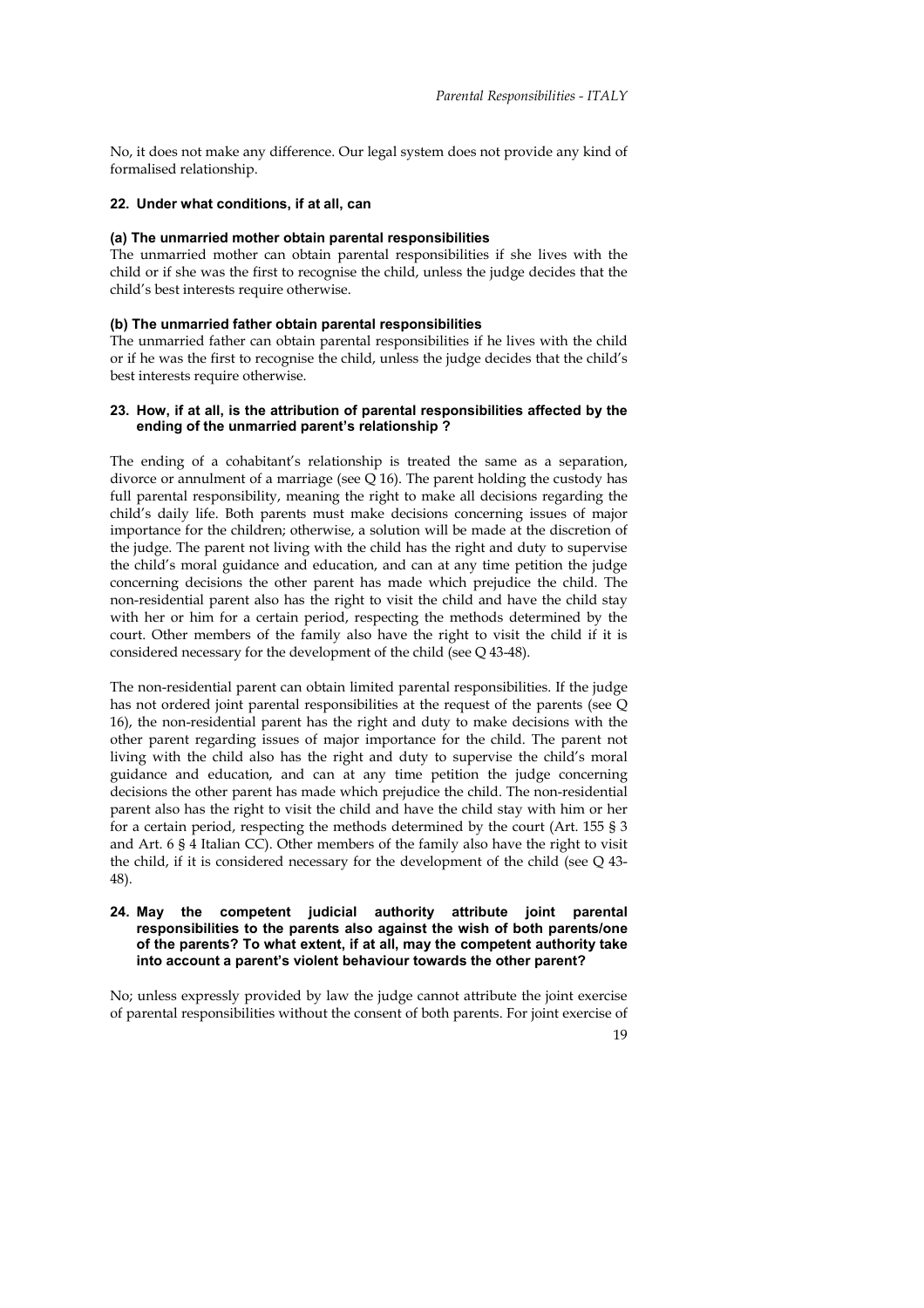No, it does not make any difference. Our legal system does not provide any kind of formalised relationship.

### 22. Under what conditions, if at all, can

#### (a) The unmarried mother obtain parental responsibilities

The unmarried mother can obtain parental responsibilities if she lives with the child or if she was the first to recognise the child, unless the judge decides that the child's best interests require otherwise.

#### (b) The unmarried father obtain parental responsibilities

The unmarried father can obtain parental responsibilities if he lives with the child or if he was the first to recognise the child, unless the judge decides that the child's best interests require otherwise.

### 23. How, if at all, is the attribution of parental responsibilities affected by the ending of the unmarried parent's relationship ?

The ending of a cohabitant's relationship is treated the same as a separation, divorce or annulment of a marriage (see Q 16). The parent holding the custody has full parental responsibility, meaning the right to make all decisions regarding the child's daily life. Both parents must make decisions concerning issues of major importance for the children; otherwise, a solution will be made at the discretion of the judge. The parent not living with the child has the right and duty to supervise the child's moral guidance and education, and can at any time petition the judge concerning decisions the other parent has made which prejudice the child. The non-residential parent also has the right to visit the child and have the child stay with her or him for a certain period, respecting the methods determined by the court. Other members of the family also have the right to visit the child if it is considered necessary for the development of the child (see Q 43-48).

The non-residential parent can obtain limited parental responsibilities. If the judge has not ordered joint parental responsibilities at the request of the parents (see Q 16), the non-residential parent has the right and duty to make decisions with the other parent regarding issues of major importance for the child. The parent not living with the child also has the right and duty to supervise the child's moral guidance and education, and can at any time petition the judge concerning decisions the other parent has made which prejudice the child. The non-residential parent also has the right to visit the child and have the child stay with him or her for a certain period, respecting the methods determined by the court (Art. 155 § 3 and Art. 6 § 4 Italian CC). Other members of the family also have the right to visit the child, if it is considered necessary for the development of the child (see Q 43-48).

### 24. May the competent judicial authority attribute joint parental responsibilities to the parents also against the wish of both parents/one of the parents? To what extent, if at all, may the competent authority take into account a parent's violent behaviour towards the other parent?

No; unless expressly provided by law the judge cannot attribute the joint exercise of parental responsibilities without the consent of both parents. For joint exercise of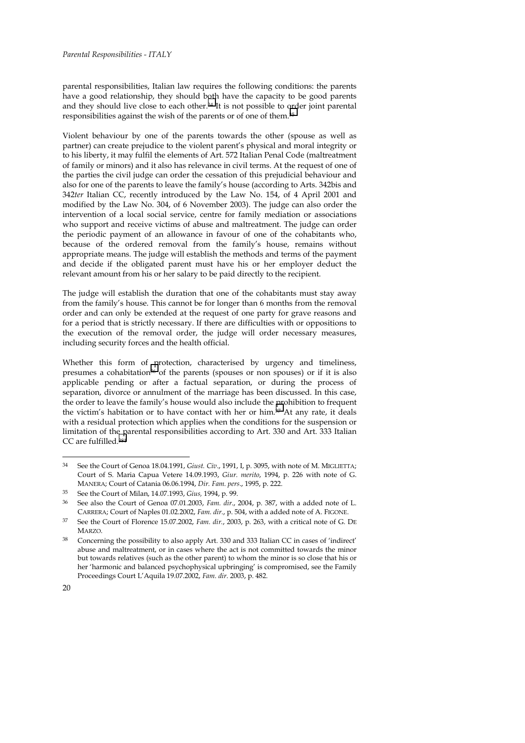parental responsibilities, Italian law requires the following conditions: the parents have a good relationship, they should both have the capacity to be good parents and they should live close to each other.[34] It is not possible to order joint parental responsibilities against the wish of the parents or of one of them.[35]

Violent behaviour by one of the parents towards the other (spouse as well as partner) can create prejudice to the violent parent's physical and moral integrity or to his liberty, it may fulfil the elements of Art. 572 Italian Penal Code (maltreatment of family or minors) and it also has relevance in civil terms. At the request of one of the parties the civil judge can order the cessation of this prejudicial behaviour and also for one of the parents to leave the family's house (according to Arts. 342bis and 342*ter* Italian CC, recently introduced by the Law No. 154, of 4 April 2001 and modified by the Law No. 304, of 6 November 2003). The judge can also order the intervention of a local social service, centre for family mediation or associations who support and receive victims of abuse and maltreatment. The judge can order the periodic payment of an allowance in favour of one of the cohabitants who, because of the ordered removal from the family's house, remains without appropriate means. The judge will establish the methods and terms of the payment and decide if the obligated parent must have his or her employer deduct the relevant amount from his or her salary to be paid directly to the recipient.

The judge will establish the duration that one of the cohabitants must stay away from the family's house. This cannot be for longer than 6 months from the removal order and can only be extended at the request of one party for grave reasons and for a period that is strictly necessary. If there are difficulties with or oppositions to the execution of the removal order, the judge will order necessary measures, including security forces and the health official.

Whether this form of protection, characterised by urgency and timeliness, presumes a cohabitation[36] of the parents (spouses or non spouses) or if it is also applicable pending or after a factual separation, or during the process of separation, divorce or annulment of the marriage has been discussed. In this case, the order to leave the family's house would also include the prohibition to frequent the victim's habitation or to have contact with her or him.[37] At any rate, it deals with a residual protection which applies when the conditions for the suspension or limitation of the parental responsibilities according to Art. 330 and Art. 333 Italian CC are fulfilled.[38]

---

[34] See the Court of Genoa 18.04.1991, *Giust. Civ.*, 1991, I, p. 3095, with note of M. MIGLIETTA; Court of S. Maria Capua Vetere 14.09.1993, *Giur. merito*, 1994, p. 226 with note of G. MANERA; Court of Catania 06.06.1994, *Dir. Fam. pers.*, 1995, p. 222.

[35] See the Court of Milan, 14.07.1993, *Gius*, 1994, p. 99.

[36] See also the Court of Genoa 07.01.2003, *Fam. dir.*, 2004, p. 387, with a added note of L. CARRERA; Court of Naples 01.02.2002, *Fam. dir.*, p. 504, with a added note of A. FIGONE.

[37] See the Court of Florence 15.07.2002, *Fam. dir.*, 2003, p. 263, with a critical note of G. DE MARZO.

[38] Concerning the possibility to also apply Art. 330 and 333 Italian CC in cases of 'indirect' abuse and maltreatment, or in cases where the act is not committed towards the minor but towards relatives (such as the other parent) to whom the minor is so close that his or her 'harmonic and balanced psychophysical upbringing' is compromised, see the Family Proceedings Court L'Aquila 19.07.2002, *Fam. dir.* 2003, p. 482.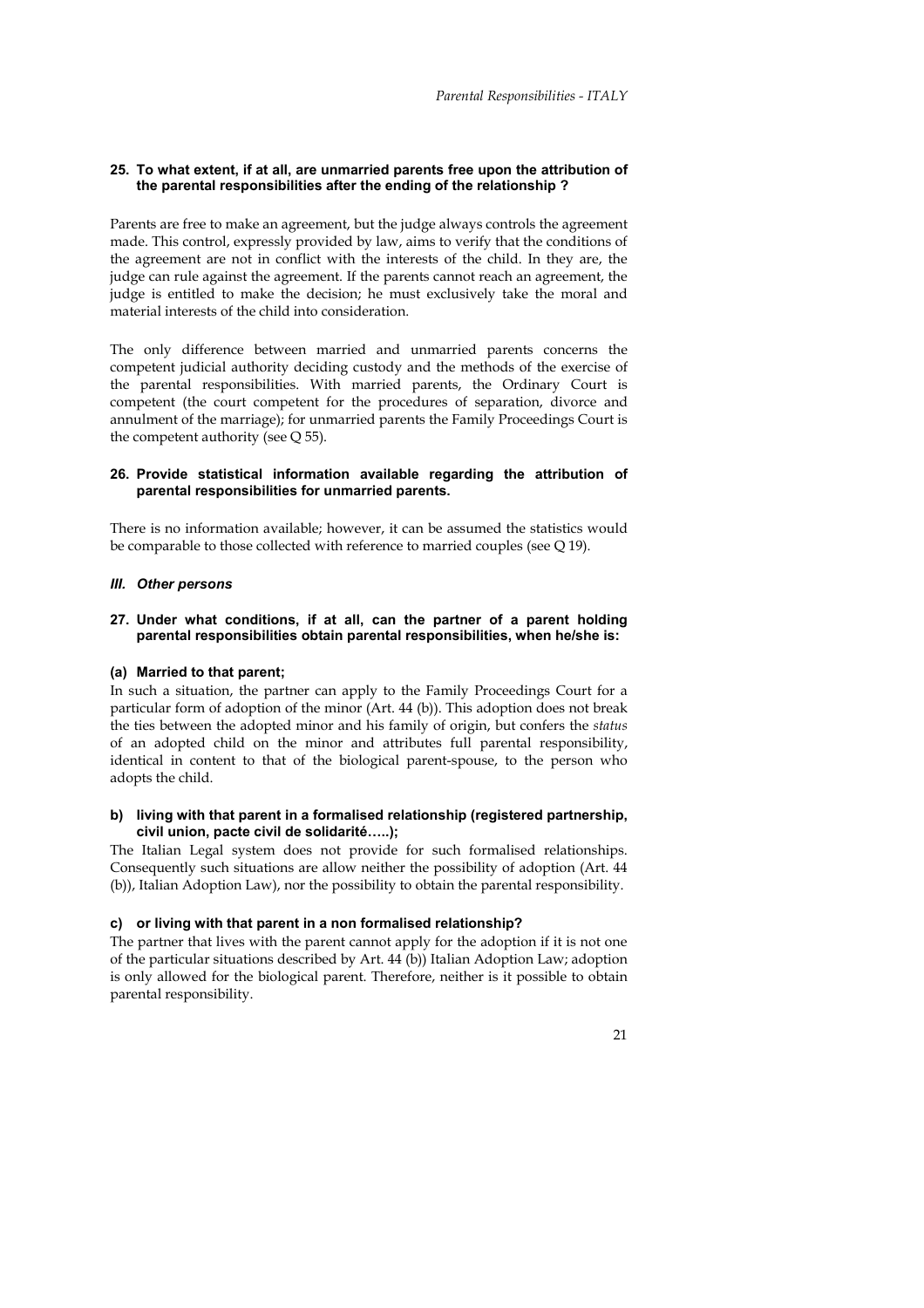### 25. To what extent, if at all, are unmarried parents free upon the attribution of the parental responsibilities after the ending of the relationship ?

Parents are free to make an agreement, but the judge always controls the agreement made. This control, expressly provided by law, aims to verify that the conditions of the agreement are not in conflict with the interests of the child. In they are, the judge can rule against the agreement. If the parents cannot reach an agreement, the judge is entitled to make the decision; he must exclusively take the moral and material interests of the child into consideration.

The only difference between married and unmarried parents concerns the competent judicial authority deciding custody and the methods of the exercise of the parental responsibilities. With married parents, the Ordinary Court is competent (the court competent for the procedures of separation, divorce and annulment of the marriage); for unmarried parents the Family Proceedings Court is the competent authority (see Q 55).

### 26. Provide statistical information available regarding the attribution of parental responsibilities for unmarried parents.

There is no information available; however, it can be assumed the statistics would be comparable to those collected with reference to married couples (see Q 19).

## *III. Other persons*

### 27. Under what conditions, if at all, can the partner of a parent holding parental responsibilities obtain parental responsibilities, when he/she is:

#### (a) Married to that parent;

In such a situation, the partner can apply to the Family Proceedings Court for a particular form of adoption of the minor (Art. 44 (b)). This adoption does not break the ties between the adopted minor and his family of origin, but confers the *status* of an adopted child on the minor and attributes full parental responsibility, identical in content to that of the biological parent-spouse, to the person who adopts the child.

#### b) living with that parent in a formalised relationship (registered partnership, civil union, pacte civil de solidarité…..);

The Italian Legal system does not provide for such formalised relationships. Consequently such situations are allow neither the possibility of adoption (Art. 44 (b)), Italian Adoption Law), nor the possibility to obtain the parental responsibility.

#### c) or living with that parent in a non formalised relationship?

The partner that lives with the parent cannot apply for the adoption if it is not one of the particular situations described by Art. 44 (b)) Italian Adoption Law; adoption is only allowed for the biological parent. Therefore, neither is it possible to obtain parental responsibility.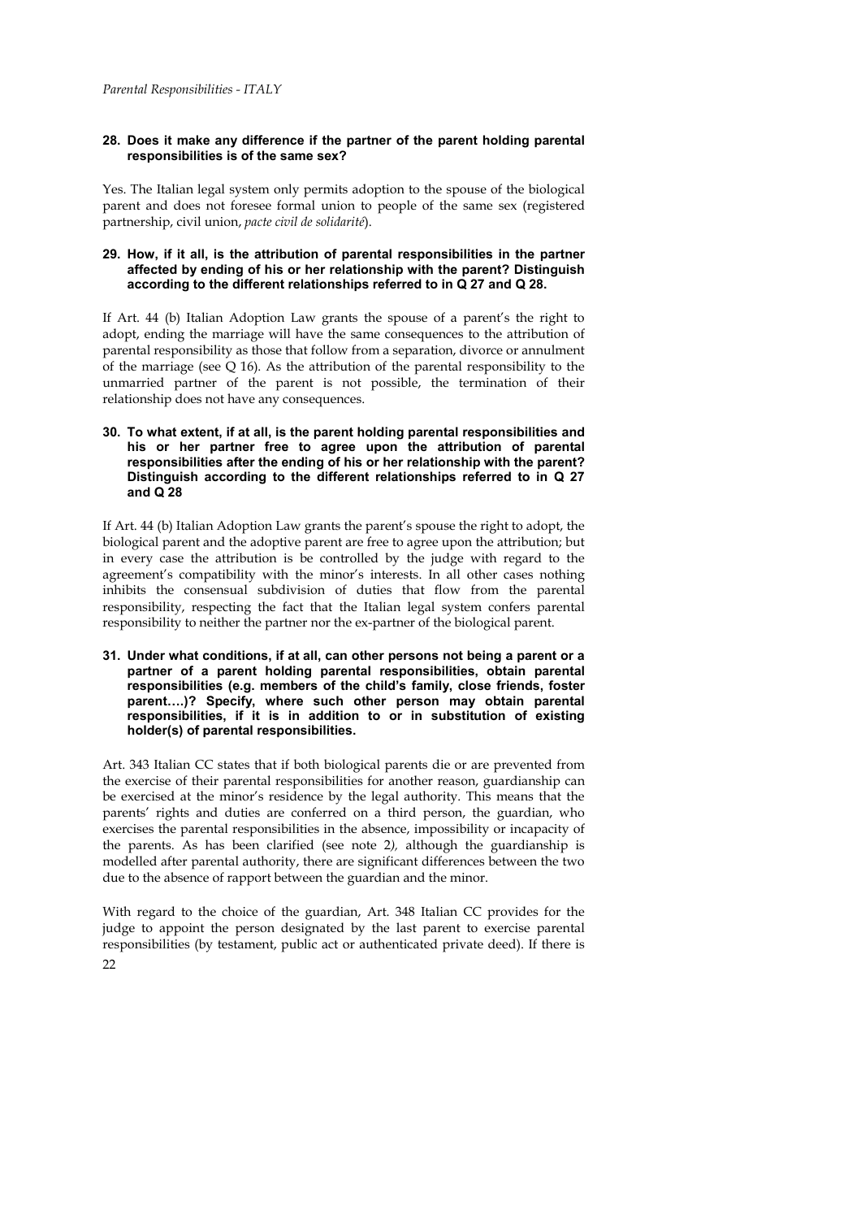**28. Does it make any difference if the partner of the parent holding parental responsibilities is of the same sex?**

Yes. The Italian legal system only permits adoption to the spouse of the biological parent and does not foresee formal union to people of the same sex (registered partnership, civil union, *pacte civil de solidarité*).

**29. How, if it all, is the attribution of parental responsibilities in the partner affected by ending of his or her relationship with the parent? Distinguish according to the different relationships referred to in Q 27 and Q 28.**

If Art. 44 (b) Italian Adoption Law grants the spouse of a parent's the right to adopt, ending the marriage will have the same consequences to the attribution of parental responsibility as those that follow from a separation, divorce or annulment of the marriage (see Q 16). As the attribution of the parental responsibility to the unmarried partner of the parent is not possible, the termination of their relationship does not have any consequences.

**30. To what extent, if at all, is the parent holding parental responsibilities and his or her partner free to agree upon the attribution of parental responsibilities after the ending of his or her relationship with the parent? Distinguish according to the different relationships referred to in Q 27 and Q 28**

If Art. 44 (b) Italian Adoption Law grants the parent's spouse the right to adopt, the biological parent and the adoptive parent are free to agree upon the attribution; but in every case the attribution is be controlled by the judge with regard to the agreement's compatibility with the minor's interests. In all other cases nothing inhibits the consensual subdivision of duties that flow from the parental responsibility, respecting the fact that the Italian legal system confers parental responsibility to neither the partner nor the ex-partner of the biological parent.

**31. Under what conditions, if at all, can other persons not being a parent or a partner of a parent holding parental responsibilities, obtain parental responsibilities (e.g. members of the child's family, close friends, foster parent….)? Specify, where such other person may obtain parental responsibilities, if it is in addition to or in substitution of existing holder(s) of parental responsibilities.**

Art. 343 Italian CC states that if both biological parents die or are prevented from the exercise of their parental responsibilities for another reason, guardianship can be exercised at the minor's residence by the legal authority. This means that the parents' rights and duties are conferred on a third person, the guardian, who exercises the parental responsibilities in the absence, impossibility or incapacity of the parents. As has been clarified (see note 2*),* although the guardianship is modelled after parental authority, there are significant differences between the two due to the absence of rapport between the guardian and the minor.

With regard to the choice of the guardian, Art. 348 Italian CC provides for the judge to appoint the person designated by the last parent to exercise parental responsibilities (by testament, public act or authenticated private deed). If there is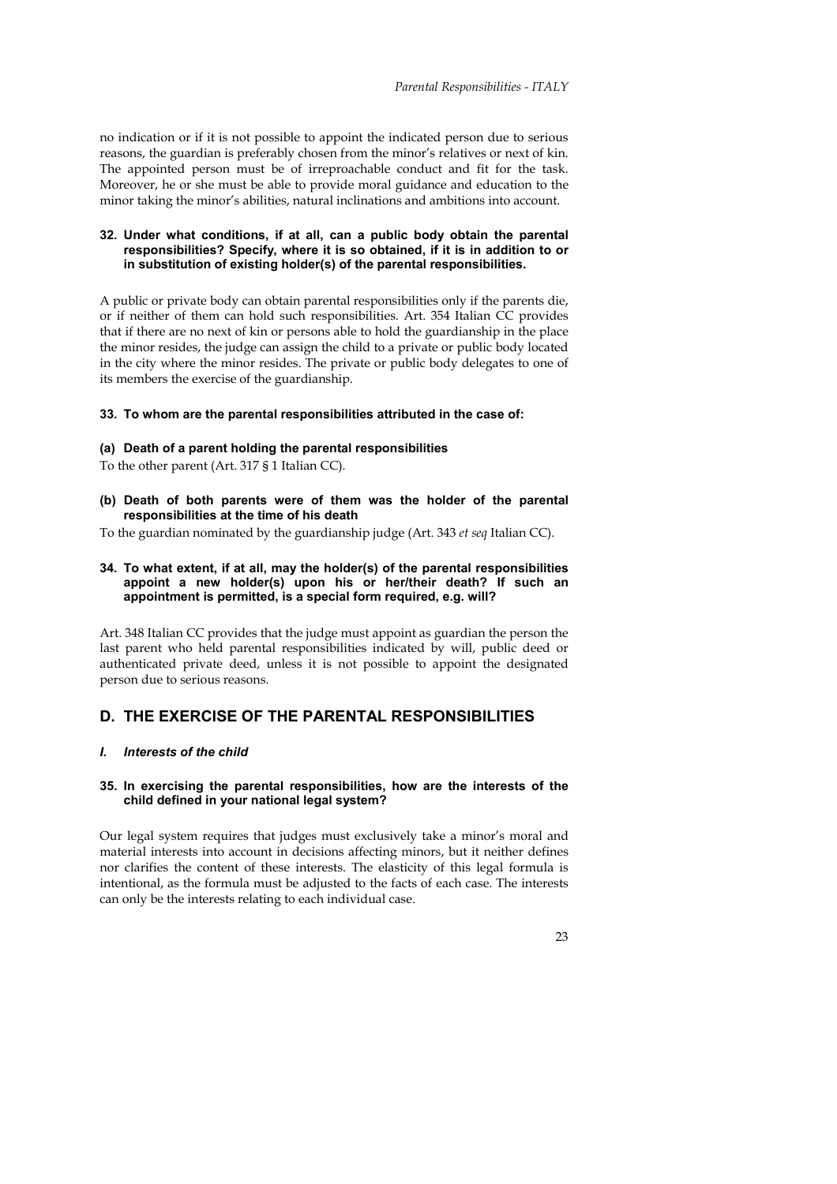no indication or if it is not possible to appoint the indicated person due to serious reasons, the guardian is preferably chosen from the minor's relatives or next of kin. The appointed person must be of irreproachable conduct and fit for the task. Moreover, he or she must be able to provide moral guidance and education to the minor taking the minor's abilities, natural inclinations and ambitions into account.

#### 32. Under what conditions, if at all, can a public body obtain the parental responsibilities? Specify, where it is so obtained, if it is in addition to or in substitution of existing holder(s) of the parental responsibilities.

A public or private body can obtain parental responsibilities only if the parents die, or if neither of them can hold such responsibilities. Art. 354 Italian CC provides that if there are no next of kin or persons able to hold the guardianship in the place the minor resides, the judge can assign the child to a private or public body located in the city where the minor resides. The private or public body delegates to one of its members the exercise of the guardianship.

#### 33. To whom are the parental responsibilities attributed in the case of:

**(a) Death of a parent holding the parental responsibilities**

To the other parent (Art. 317 § 1 Italian CC).

**(b) Death of both parents were of them was the holder of the parental responsibilities at the time of his death**

To the guardian nominated by the guardianship judge (Art. 343 *et seq* Italian CC).

#### 34. To what extent, if at all, may the holder(s) of the parental responsibilities appoint a new holder(s) upon his or her/their death? If such an appointment is permitted, is a special form required, e.g. will?

Art. 348 Italian CC provides that the judge must appoint as guardian the person the last parent who held parental responsibilities indicated by will, public deed or authenticated private deed, unless it is not possible to appoint the designated person due to serious reasons.

## D. THE EXERCISE OF THE PARENTAL RESPONSIBILITIES

### *I. Interests of the child*

#### 35. In exercising the parental responsibilities, how are the interests of the child defined in your national legal system?

Our legal system requires that judges must exclusively take a minor's moral and material interests into account in decisions affecting minors, but it neither defines nor clarifies the content of these interests. The elasticity of this legal formula is intentional, as the formula must be adjusted to the facts of each case. The interests can only be the interests relating to each individual case.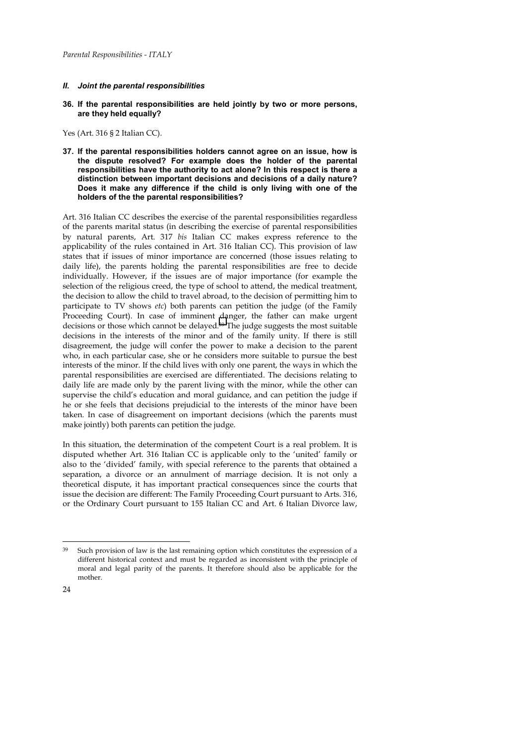### *II. Joint the parental responsibilities*

**36. If the parental responsibilities are held jointly by two or more persons, are they held equally?**

Yes (Art. 316 § 2 Italian CC).

**37. If the parental responsibilities holders cannot agree on an issue, how is the dispute resolved? For example does the holder of the parental responsibilities have the authority to act alone? In this respect is there a distinction between important decisions and decisions of a daily nature? Does it make any difference if the child is only living with one of the holders of the the parental responsibilities?**

Art. 316 Italian CC describes the exercise of the parental responsibilities regardless of the parents marital status (in describing the exercise of parental responsibilities by natural parents, Art. 317 *bis* Italian CC makes express reference to the applicability of the rules contained in Art. 316 Italian CC). This provision of law states that if issues of minor importance are concerned (those issues relating to daily life), the parents holding the parental responsibilities are free to decide individually. However, if the issues are of major importance (for example the selection of the religious creed, the type of school to attend, the medical treatment, the decision to allow the child to travel abroad, to the decision of permitting him to participate to TV shows *etc*) both parents can petition the judge (of the Family Proceeding Court). In case of imminent danger, the father can make urgent decisions or those which cannot be delayed.[39] The judge suggests the most suitable decisions in the interests of the minor and of the family unity. If there is still disagreement, the judge will confer the power to make a decision to the parent who, in each particular case, she or he considers more suitable to pursue the best interests of the minor. If the child lives with only one parent, the ways in which the parental responsibilities are exercised are differentiated. The decisions relating to daily life are made only by the parent living with the minor, while the other can supervise the child's education and moral guidance, and can petition the judge if he or she feels that decisions prejudicial to the interests of the minor have been taken. In case of disagreement on important decisions (which the parents must make jointly) both parents can petition the judge.

In this situation, the determination of the competent Court is a real problem. It is disputed whether Art. 316 Italian CC is applicable only to the 'united' family or also to the 'divided' family, with special reference to the parents that obtained a separation, a divorce or an annulment of marriage decision. It is not only a theoretical dispute, it has important practical consequences since the courts that issue the decision are different: The Family Proceeding Court pursuant to Arts. 316, or the Ordinary Court pursuant to 155 Italian CC and Art. 6 Italian Divorce law,

---

[39] Such provision of law is the last remaining option which constitutes the expression of a different historical context and must be regarded as inconsistent with the principle of moral and legal parity of the parents. It therefore should also be applicable for the mother.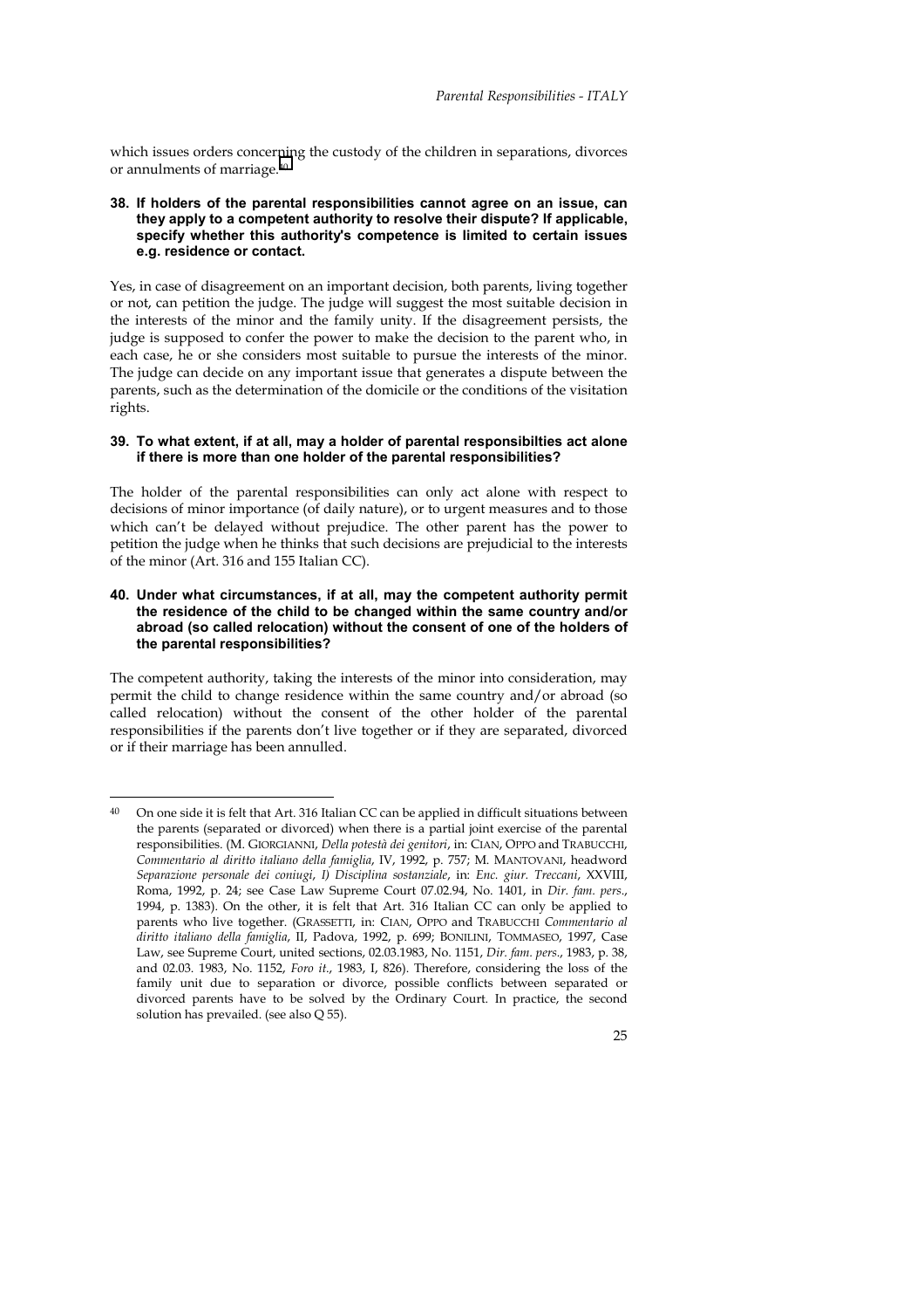which issues orders concerning the custody of the children in separations, divorces or annulments of marriage.[40]

**38. If holders of the parental responsibilities cannot agree on an issue, can they apply to a competent authority to resolve their dispute? If applicable, specify whether this authority's competence is limited to certain issues e.g. residence or contact.**

Yes, in case of disagreement on an important decision, both parents, living together or not, can petition the judge. The judge will suggest the most suitable decision in the interests of the minor and the family unity. If the disagreement persists, the judge is supposed to confer the power to make the decision to the parent who, in each case, he or she considers most suitable to pursue the interests of the minor. The judge can decide on any important issue that generates a dispute between the parents, such as the determination of the domicile or the conditions of the visitation rights.

**39. To what extent, if at all, may a holder of parental responsibilties act alone if there is more than one holder of the parental responsibilities?**

The holder of the parental responsibilities can only act alone with respect to decisions of minor importance (of daily nature), or to urgent measures and to those which can't be delayed without prejudice. The other parent has the power to petition the judge when he thinks that such decisions are prejudicial to the interests of the minor (Art. 316 and 155 Italian CC).

**40. Under what circumstances, if at all, may the competent authority permit the residence of the child to be changed within the same country and/or abroad (so called relocation) without the consent of one of the holders of the parental responsibilities?**

The competent authority, taking the interests of the minor into consideration, may permit the child to change residence within the same country and/or abroad (so called relocation) without the consent of the other holder of the parental responsibilities if the parents don't live together or if they are separated, divorced or if their marriage has been annulled.

---

[40] On one side it is felt that Art. 316 Italian CC can be applied in difficult situations between the parents (separated or divorced) when there is a partial joint exercise of the parental responsibilities. (M. GIORGIANNI, *Della potestà dei genitori*, in: CIAN, OPPO and TRABUCCHI, *Commentario al diritto italiano della famiglia*, IV, 1992, p. 757; M. MANTOVANI, headword *Separazione personale dei coniugi*, *I) Disciplina sostanziale*, in: *Enc. giur. Treccani*, XXVIII, Roma, 1992, p. 24; see Case Law Supreme Court 07.02.94, No. 1401, in *Dir. fam. pers.*, 1994, p. 1383). On the other, it is felt that Art. 316 Italian CC can only be applied to parents who live together. (GRASSETTI, in: CIAN, OPPO and TRABUCCHI *Commentario al diritto italiano della famiglia*, II, Padova, 1992, p. 699; BONILINI, TOMMASEO, 1997, Case Law, see Supreme Court, united sections, 02.03.1983, No. 1151, *Dir. fam. pers.*, 1983, p. 38, and 02.03. 1983, No. 1152, *Foro it.*, 1983, I, 826). Therefore, considering the loss of the family unit due to separation or divorce, possible conflicts between separated or divorced parents have to be solved by the Ordinary Court. In practice, the second solution has prevailed. (see also Q 55).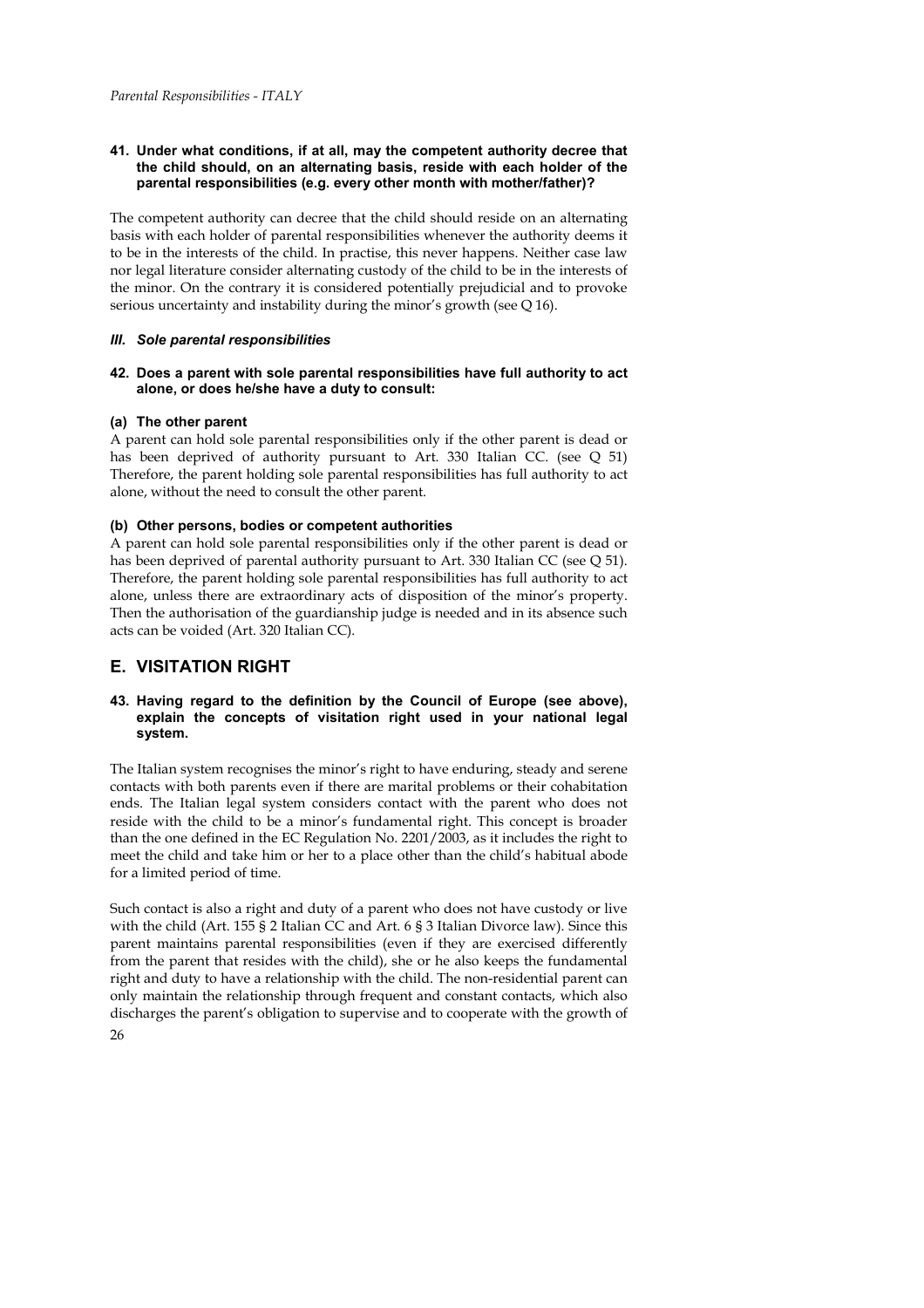#### 41. Under what conditions, if at all, may the competent authority decree that the child should, on an alternating basis, reside with each holder of the parental responsibilities (e.g. every other month with mother/father)?

The competent authority can decree that the child should reside on an alternating basis with each holder of parental responsibilities whenever the authority deems it to be in the interests of the child. In practise, this never happens. Neither case law nor legal literature consider alternating custody of the child to be in the interests of the minor. On the contrary it is considered potentially prejudicial and to provoke serious uncertainty and instability during the minor's growth (see Q 16).

### *III. Sole parental responsibilities*

#### 42. Does a parent with sole parental responsibilities have full authority to act alone, or does he/she have a duty to consult:

**(a) The other parent**

A parent can hold sole parental responsibilities only if the other parent is dead or has been deprived of authority pursuant to Art. 330 Italian CC. (see Q 51) Therefore, the parent holding sole parental responsibilities has full authority to act alone, without the need to consult the other parent.

**(b) Other persons, bodies or competent authorities**

A parent can hold sole parental responsibilities only if the other parent is dead or has been deprived of parental authority pursuant to Art. 330 Italian CC (see Q 51). Therefore, the parent holding sole parental responsibilities has full authority to act alone, unless there are extraordinary acts of disposition of the minor's property. Then the authorisation of the guardianship judge is needed and in its absence such acts can be voided (Art. 320 Italian CC).

## E. VISITATION RIGHT

#### 43. Having regard to the definition by the Council of Europe (see above), explain the concepts of visitation right used in your national legal system.

The Italian system recognises the minor's right to have enduring, steady and serene contacts with both parents even if there are marital problems or their cohabitation ends. The Italian legal system considers contact with the parent who does not reside with the child to be a minor's fundamental right. This concept is broader than the one defined in the EC Regulation No. 2201/2003, as it includes the right to meet the child and take him or her to a place other than the child's habitual abode for a limited period of time.

Such contact is also a right and duty of a parent who does not have custody or live with the child (Art. 155 § 2 Italian CC and Art. 6 § 3 Italian Divorce law). Since this parent maintains parental responsibilities (even if they are exercised differently from the parent that resides with the child), she or he also keeps the fundamental right and duty to have a relationship with the child. The non-residential parent can only maintain the relationship through frequent and constant contacts, which also discharges the parent's obligation to supervise and to cooperate with the growth of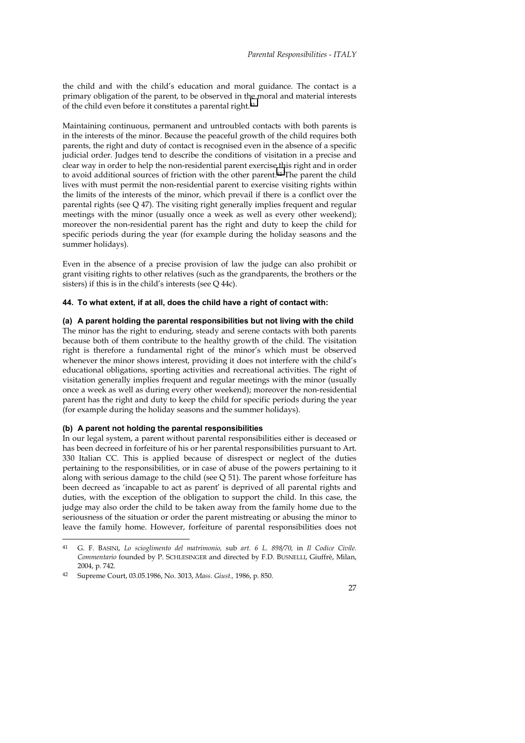the child and with the child's education and moral guidance. The contact is a primary obligation of the parent, to be observed in the moral and material interests of the child even before it constitutes a parental right.[41]

Maintaining continuous, permanent and untroubled contacts with both parents is in the interests of the minor. Because the peaceful growth of the child requires both parents, the right and duty of contact is recognised even in the absence of a specific judicial order. Judges tend to describe the conditions of visitation in a precise and clear way in order to help the non-residential parent exercise this right and in order to avoid additional sources of friction with the other parent.[42] The parent the child lives with must permit the non-residential parent to exercise visiting rights within the limits of the interests of the minor, which prevail if there is a conflict over the parental rights (see Q 47). The visiting right generally implies frequent and regular meetings with the minor (usually once a week as well as every other weekend); moreover the non-residential parent has the right and duty to keep the child for specific periods during the year (for example during the holiday seasons and the summer holidays).

Even in the absence of a precise provision of law the judge can also prohibit or grant visiting rights to other relatives (such as the grandparents, the brothers or the sisters) if this is in the child's interests (see Q 44c).

#### 44. To what extent, if at all, does the child have a right of contact with:

##### (a) A parent holding the parental responsibilities but not living with the child

The minor has the right to enduring, steady and serene contacts with both parents because both of them contribute to the healthy growth of the child. The visitation right is therefore a fundamental right of the minor's which must be observed whenever the minor shows interest, providing it does not interfere with the child's educational obligations, sporting activities and recreational activities. The right of visitation generally implies frequent and regular meetings with the minor (usually once a week as well as during every other weekend); moreover the non-residential parent has the right and duty to keep the child for specific periods during the year (for example during the holiday seasons and the summer holidays).

##### (b) A parent not holding the parental responsibilities

In our legal system, a parent without parental responsibilities either is deceased or has been decreed in forfeiture of his or her parental responsibilities pursuant to Art. 330 Italian CC. This is applied because of disrespect or neglect of the duties pertaining to the responsibilities, or in case of abuse of the powers pertaining to it along with serious damage to the child (see Q 51). The parent whose forfeiture has been decreed as 'incapable to act as parent' is deprived of all parental rights and duties, with the exception of the obligation to support the child. In this case, the judge may also order the child to be taken away from the family home due to the seriousness of the situation or order the parent mistreating or abusing the minor to leave the family home. However, forfeiture of parental responsibilities does not

---

[41] G. F. BASINI, *Lo scioglimento del matrimonio,* sub *art. 6 L. 898/70,* in *Il Codice Civile. Commentario* founded by P. SCHLESINGER and directed by F.D. BUSNELLI, Giuffrè, Milan, 2004, p. 742.

[42] Supreme Court, 03.05.1986, No. 3013, *Mass. Giust.,* 1986, p. 850.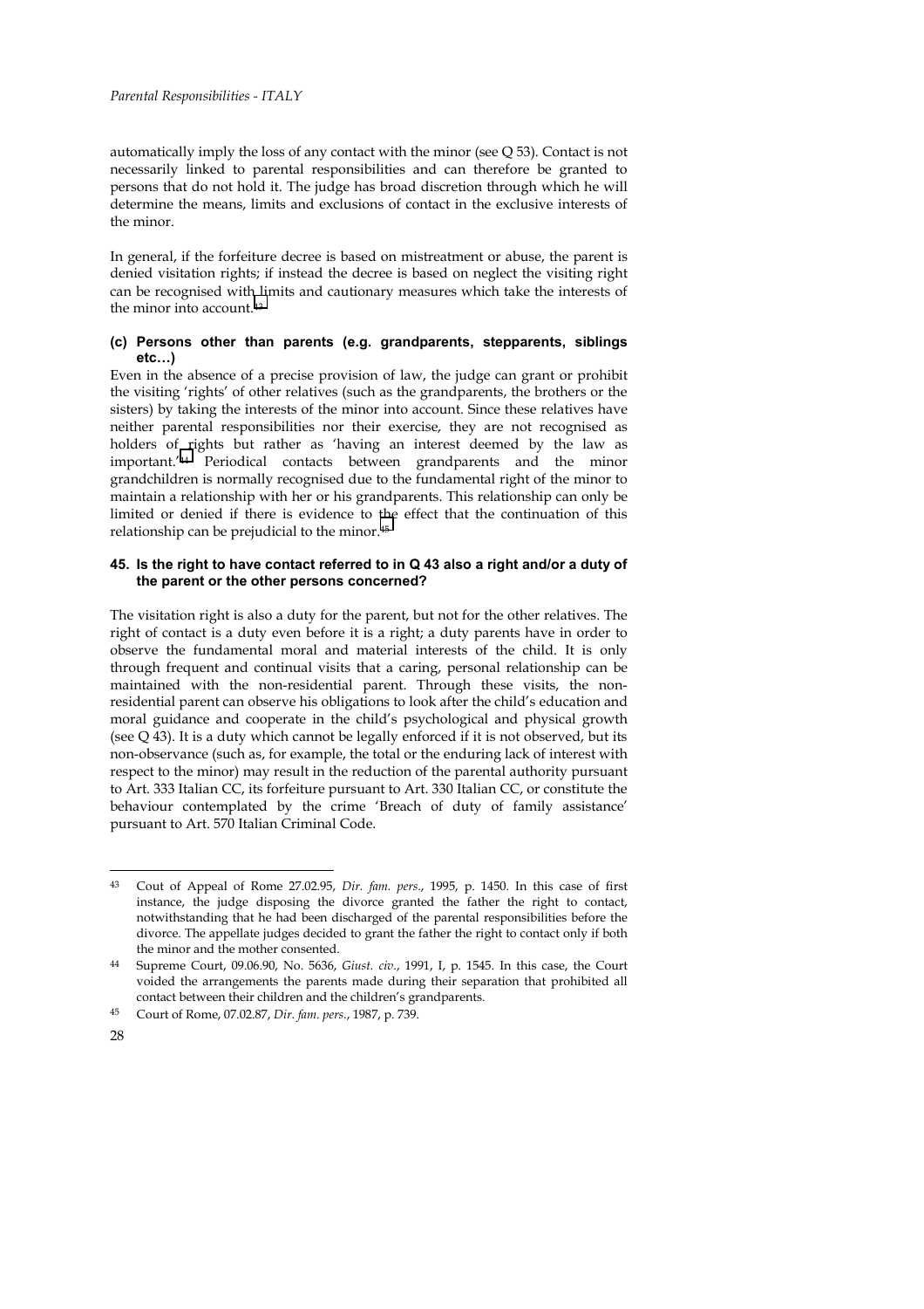automatically imply the loss of any contact with the minor (see Q 53). Contact is not necessarily linked to parental responsibilities and can therefore be granted to persons that do not hold it. The judge has broad discretion through which he will determine the means, limits and exclusions of contact in the exclusive interests of the minor.

In general, if the forfeiture decree is based on mistreatment or abuse, the parent is denied visitation rights; if instead the decree is based on neglect the visiting right can be recognised with limits and cautionary measures which take the interests of the minor into account.[43]

### (c) Persons other than parents (e.g. grandparents, stepparents, siblings etc…)

Even in the absence of a precise provision of law, the judge can grant or prohibit the visiting 'rights' of other relatives (such as the grandparents, the brothers or the sisters) by taking the interests of the minor into account. Since these relatives have neither parental responsibilities nor their exercise, they are not recognised as holders of rights but rather as 'having an interest deemed by the law as important.'[44] Periodical contacts between grandparents and the minor grandchildren is normally recognised due to the fundamental right of the minor to maintain a relationship with her or his grandparents. This relationship can only be limited or denied if there is evidence to the effect that the continuation of this relationship can be prejudicial to the minor.[45]

## 45. Is the right to have contact referred to in Q 43 also a right and/or a duty of the parent or the other persons concerned?

The visitation right is also a duty for the parent, but not for the other relatives. The right of contact is a duty even before it is a right; a duty parents have in order to observe the fundamental moral and material interests of the child. It is only through frequent and continual visits that a caring, personal relationship can be maintained with the non-residential parent. Through these visits, the non-residential parent can observe his obligations to look after the child's education and moral guidance and cooperate in the child's psychological and physical growth (see Q 43). It is a duty which cannot be legally enforced if it is not observed, but its non-observance (such as, for example, the total or the enduring lack of interest with respect to the minor) may result in the reduction of the parental authority pursuant to Art. 333 Italian CC, its forfeiture pursuant to Art. 330 Italian CC, or constitute the behaviour contemplated by the crime 'Breach of duty of family assistance' pursuant to Art. 570 Italian Criminal Code.

---

[43] Cout of Appeal of Rome 27.02.95, *Dir. fam. pers.*, 1995, p. 1450. In this case of first instance, the judge disposing the divorce granted the father the right to contact, notwithstanding that he had been discharged of the parental responsibilities before the divorce. The appellate judges decided to grant the father the right to contact only if both the minor and the mother consented.

[44] Supreme Court, 09.06.90, No. 5636, *Giust. civ.*, 1991, I, p. 1545. In this case, the Court voided the arrangements the parents made during their separation that prohibited all contact between their children and the children's grandparents.

[45] Court of Rome, 07.02.87, *Dir. fam. pers.*, 1987, p. 739.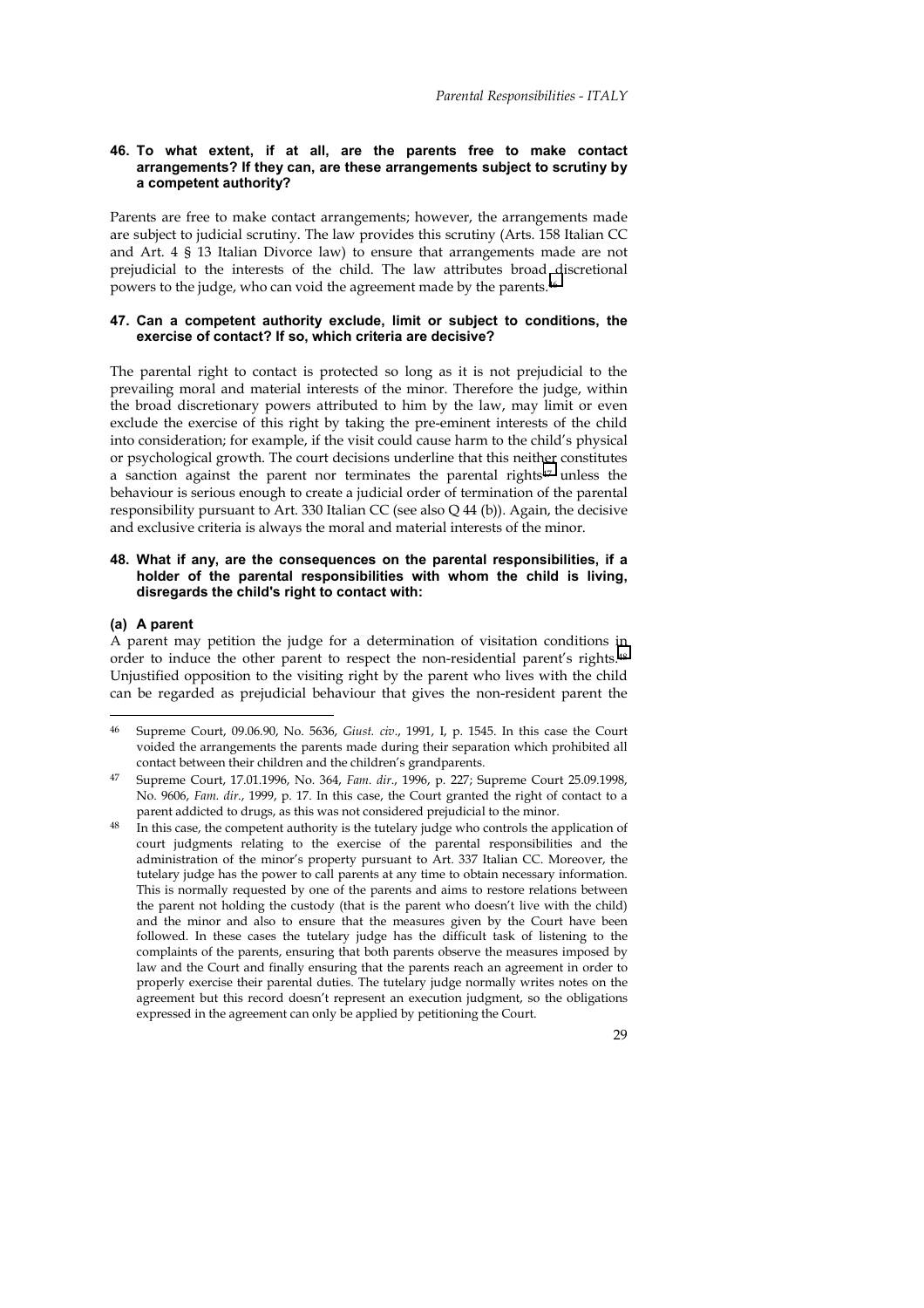### 46. To what extent, if at all, are the parents free to make contact arrangements? If they can, are these arrangements subject to scrutiny by a competent authority?

Parents are free to make contact arrangements; however, the arrangements made are subject to judicial scrutiny. The law provides this scrutiny (Arts. 158 Italian CC and Art. 4 § 13 Italian Divorce law) to ensure that arrangements made are not prejudicial to the interests of the child. The law attributes broad discretional powers to the judge, who can void the agreement made by the parents.[46]

### 47. Can a competent authority exclude, limit or subject to conditions, the exercise of contact? If so, which criteria are decisive?

The parental right to contact is protected so long as it is not prejudicial to the prevailing moral and material interests of the minor. Therefore the judge, within the broad discretionary powers attributed to him by the law, may limit or even exclude the exercise of this right by taking the pre-eminent interests of the child into consideration; for example, if the visit could cause harm to the child's physical or psychological growth. The court decisions underline that this neither constitutes a sanction against the parent nor terminates the parental rights[47] unless the behaviour is serious enough to create a judicial order of termination of the parental responsibility pursuant to Art. 330 Italian CC (see also Q 44 (b)). Again, the decisive and exclusive criteria is always the moral and material interests of the minor.

### 48. What if any, are the consequences on the parental responsibilities, if a holder of the parental responsibilities with whom the child is living, disregards the child's right to contact with:

#### (a) A parent

A parent may petition the judge for a determination of visitation conditions in order to induce the other parent to respect the non-residential parent's rights.[48] Unjustified opposition to the visiting right by the parent who lives with the child can be regarded as prejudicial behaviour that gives the non-resident parent the

---

[46] Supreme Court, 09.06.90, No. 5636, *Giust. civ*., 1991, I, p. 1545. In this case the Court voided the arrangements the parents made during their separation which prohibited all contact between their children and the children's grandparents.

[47] Supreme Court, 17.01.1996, No. 364, *Fam. dir*., 1996, p. 227; Supreme Court 25.09.1998, No. 9606, *Fam. dir.*, 1999, p. 17. In this case, the Court granted the right of contact to a parent addicted to drugs, as this was not considered prejudicial to the minor.

[48] In this case, the competent authority is the tutelary judge who controls the application of court judgments relating to the exercise of the parental responsibilities and the administration of the minor's property pursuant to Art. 337 Italian CC. Moreover, the tutelary judge has the power to call parents at any time to obtain necessary information. This is normally requested by one of the parents and aims to restore relations between the parent not holding the custody (that is the parent who doesn't live with the child) and the minor and also to ensure that the measures given by the Court have been followed. In these cases the tutelary judge has the difficult task of listening to the complaints of the parents, ensuring that both parents observe the measures imposed by law and the Court and finally ensuring that the parents reach an agreement in order to properly exercise their parental duties. The tutelary judge normally writes notes on the agreement but this record doesn't represent an execution judgment, so the obligations expressed in the agreement can only be applied by petitioning the Court.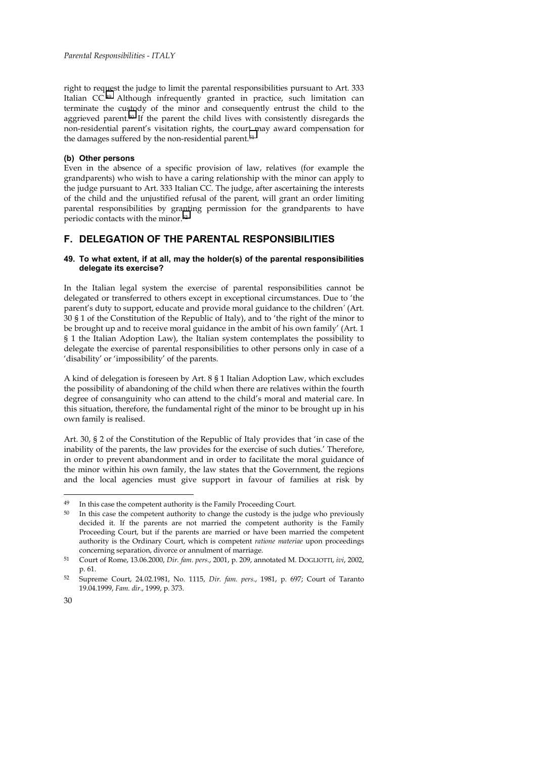right to request the judge to limit the parental responsibilities pursuant to Art. 333 Italian CC.[49] Although infrequently granted in practice, such limitation can terminate the custody of the minor and consequently entrust the child to the aggrieved parent.[50] If the parent the child lives with consistently disregards the non-residential parent's visitation rights, the court may award compensation for the damages suffered by the non-residential parent.[51]

#### (b) Other persons

Even in the absence of a specific provision of law, relatives (for example the grandparents) who wish to have a caring relationship with the minor can apply to the judge pursuant to Art. 333 Italian CC. The judge, after ascertaining the interests of the child and the unjustified refusal of the parent, will grant an order limiting parental responsibilities by granting permission for the grandparents to have periodic contacts with the minor.[52]

## F. DELEGATION OF THE PARENTAL RESPONSIBILITIES

### 49. To what extent, if at all, may the holder(s) of the parental responsibilities delegate its exercise?

In the Italian legal system the exercise of parental responsibilities cannot be delegated or transferred to others except in exceptional circumstances. Due to 'the parent's duty to support, educate and provide moral guidance to the children' (Art. 30 § 1 of the Constitution of the Republic of Italy), and to 'the right of the minor to be brought up and to receive moral guidance in the ambit of his own family' (Art. 1 § 1 the Italian Adoption Law), the Italian system contemplates the possibility to delegate the exercise of parental responsibilities to other persons only in case of a 'disability' or 'impossibility' of the parents.

A kind of delegation is foreseen by Art. 8 § 1 Italian Adoption Law, which excludes the possibility of abandoning of the child when there are relatives within the fourth degree of consanguinity who can attend to the child's moral and material care. In this situation, therefore, the fundamental right of the minor to be brought up in his own family is realised.

Art. 30, § 2 of the Constitution of the Republic of Italy provides that 'in case of the inability of the parents, the law provides for the exercise of such duties.' Therefore, in order to prevent abandonment and in order to facilitate the moral guidance of the minor within his own family, the law states that the Government, the regions and the local agencies must give support in favour of families at risk by

---

[49] In this case the competent authority is the Family Proceeding Court.

[50] In this case the competent authority to change the custody is the judge who previously decided it. If the parents are not married the competent authority is the Family Proceeding Court, but if the parents are married or have been married the competent authority is the Ordinary Court, which is competent *ratione materiae* upon proceedings concerning separation, divorce or annulment of marriage.

[51] Court of Rome, 13.06.2000, *Dir. fam. pers.*, 2001, p. 209, annotated M. DOGLIOTTI, *ivi*, 2002, p. 61.

[52] Supreme Court, 24.02.1981, No. 1115, *Dir. fam. pers.*, 1981, p. 697; Court of Taranto 19.04.1999, *Fam. dir.*, 1999, p. 373.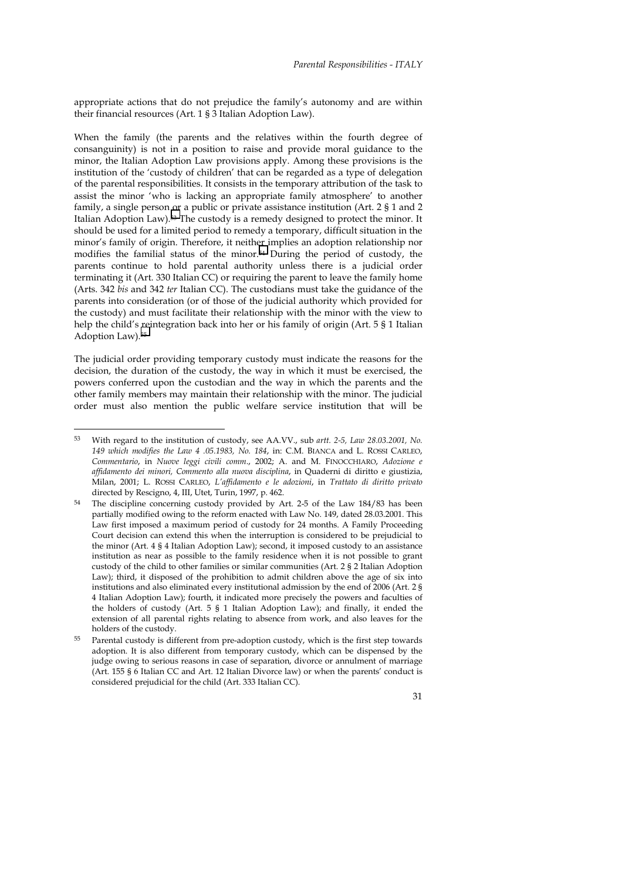appropriate actions that do not prejudice the family's autonomy and are within their financial resources (Art. 1 § 3 Italian Adoption Law).

When the family (the parents and the relatives within the fourth degree of consanguinity) is not in a position to raise and provide moral guidance to the minor, the Italian Adoption Law provisions apply. Among these provisions is the institution of the 'custody of children' that can be regarded as a type of delegation of the parental responsibilities. It consists in the temporary attribution of the task to assist the minor 'who is lacking an appropriate family atmosphere' to another family, a single person or a public or private assistance institution (Art. 2 § 1 and 2 Italian Adoption Law).[53] The custody is a remedy designed to protect the minor. It should be used for a limited period to remedy a temporary, difficult situation in the minor's family of origin. Therefore, it neither implies an adoption relationship nor modifies the familial status of the minor.[54] During the period of custody, the parents continue to hold parental authority unless there is a judicial order terminating it (Art. 330 Italian CC) or requiring the parent to leave the family home (Arts. 342 *bis* and 342 *ter* Italian CC). The custodians must take the guidance of the parents into consideration (or of those of the judicial authority which provided for the custody) and must facilitate their relationship with the minor with the view to help the child's reintegration back into her or his family of origin (Art. 5 § 1 Italian Adoption Law).[55]

The judicial order providing temporary custody must indicate the reasons for the decision, the duration of the custody, the way in which it must be exercised, the powers conferred upon the custodian and the way in which the parents and the other family members may maintain their relationship with the minor. The judicial order must also mention the public welfare service institution that will be

---

[53] With regard to the institution of custody, see AA.VV., sub *artt. 2-5, Law 28.03.2001, No. 149 which modifies the Law 4 .05.1983, No. 184*, in: C.M. BIANCA and L. ROSSI CARLEO, *Commentario*, in *Nuove leggi civili comm*., 2002; A. and M. FINOCCHIARO, *Adozione e affidamento dei minori, Commento alla nuova disciplina*, in Quaderni di diritto e giustizia, Milan, 2001; L. ROSSI CARLEO, *L'affidamento e le adozioni*, in *Trattato di diritto privato* directed by Rescigno, 4, III, Utet, Turin, 1997, p. 462.

[54] The discipline concerning custody provided by Art. 2-5 of the Law 184/83 has been partially modified owing to the reform enacted with Law No. 149, dated 28.03.2001. This Law first imposed a maximum period of custody for 24 months. A Family Proceeding Court decision can extend this when the interruption is considered to be prejudicial to the minor (Art. 4 § 4 Italian Adoption Law); second, it imposed custody to an assistance institution as near as possible to the family residence when it is not possible to grant custody of the child to other families or similar communities (Art. 2 § 2 Italian Adoption Law); third, it disposed of the prohibition to admit children above the age of six into institutions and also eliminated every institutional admission by the end of 2006 (Art. 2 § 4 Italian Adoption Law); fourth, it indicated more precisely the powers and faculties of the holders of custody (Art. 5 § 1 Italian Adoption Law); and finally, it ended the extension of all parental rights relating to absence from work, and also leaves for the holders of the custody.

[55] Parental custody is different from pre-adoption custody, which is the first step towards adoption. It is also different from temporary custody, which can be dispensed by the judge owing to serious reasons in case of separation, divorce or annulment of marriage (Art. 155 § 6 Italian CC and Art. 12 Italian Divorce law) or when the parents' conduct is considered prejudicial for the child (Art. 333 Italian CC).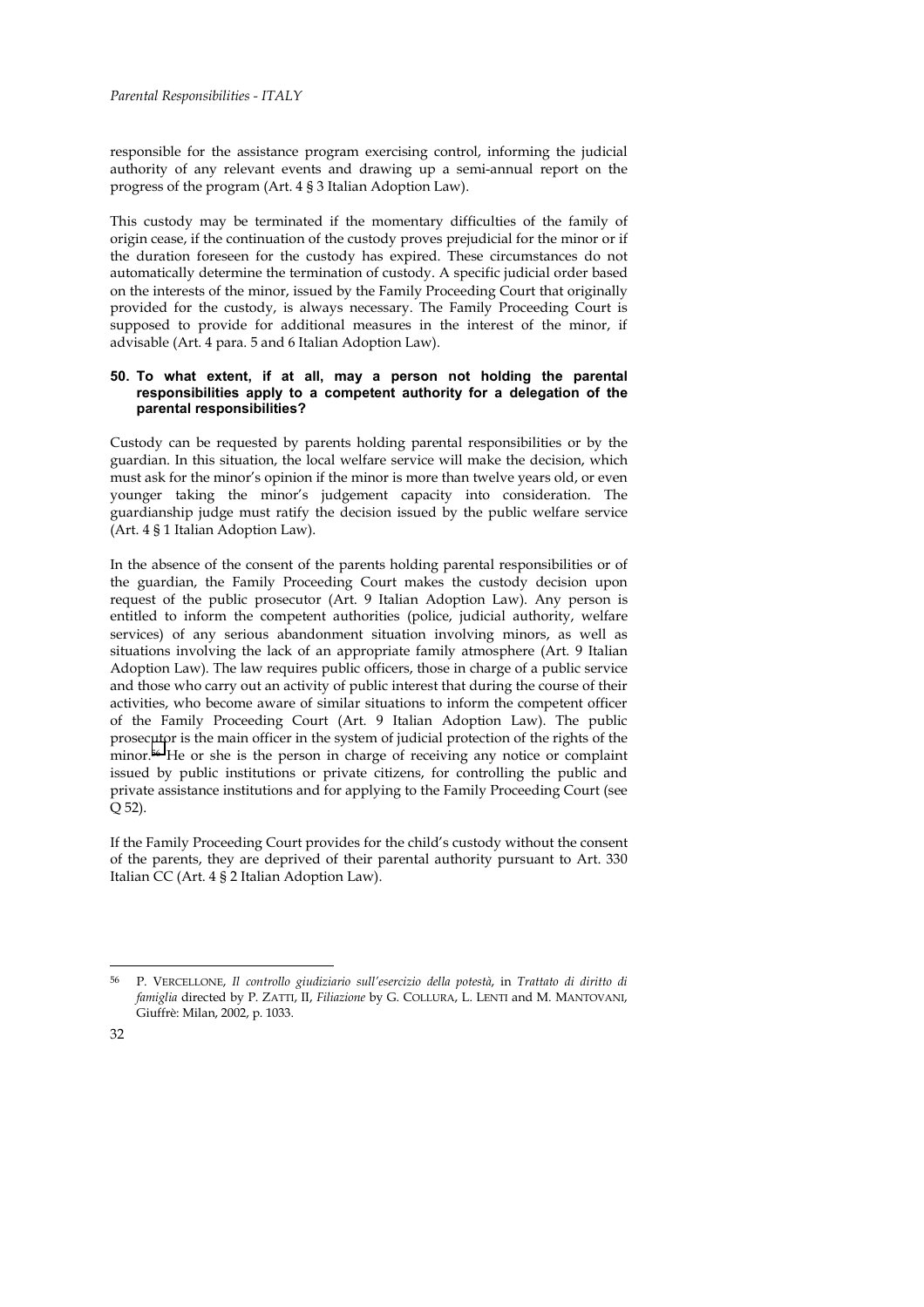responsible for the assistance program exercising control, informing the judicial authority of any relevant events and drawing up a semi-annual report on the progress of the program (Art. 4 § 3 Italian Adoption Law).

This custody may be terminated if the momentary difficulties of the family of origin cease, if the continuation of the custody proves prejudicial for the minor or if the duration foreseen for the custody has expired. These circumstances do not automatically determine the termination of custody. A specific judicial order based on the interests of the minor, issued by the Family Proceeding Court that originally provided for the custody, is always necessary. The Family Proceeding Court is supposed to provide for additional measures in the interest of the minor, if advisable (Art. 4 para. 5 and 6 Italian Adoption Law).

### 50. To what extent, if at all, may a person not holding the parental responsibilities apply to a competent authority for a delegation of the parental responsibilities?

Custody can be requested by parents holding parental responsibilities or by the guardian. In this situation, the local welfare service will make the decision, which must ask for the minor's opinion if the minor is more than twelve years old, or even younger taking the minor's judgement capacity into consideration. The guardianship judge must ratify the decision issued by the public welfare service (Art. 4 § 1 Italian Adoption Law).

In the absence of the consent of the parents holding parental responsibilities or of the guardian, the Family Proceeding Court makes the custody decision upon request of the public prosecutor (Art. 9 Italian Adoption Law). Any person is entitled to inform the competent authorities (police, judicial authority, welfare services) of any serious abandonment situation involving minors, as well as situations involving the lack of an appropriate family atmosphere (Art. 9 Italian Adoption Law). The law requires public officers, those in charge of a public service and those who carry out an activity of public interest that during the course of their activities, who become aware of similar situations to inform the competent officer of the Family Proceeding Court (Art. 9 Italian Adoption Law). The public prosecutor is the main officer in the system of judicial protection of the rights of the minor.[56] He or she is the person in charge of receiving any notice or complaint issued by public institutions or private citizens, for controlling the public and private assistance institutions and for applying to the Family Proceeding Court (see Q 52).

If the Family Proceeding Court provides for the child's custody without the consent of the parents, they are deprived of their parental authority pursuant to Art. 330 Italian CC (Art. 4 § 2 Italian Adoption Law).

---

[56] P. VERCELLONE, *Il controllo giudiziario sull'esercizio della potestà*, in *Trattato di diritto di famiglia* directed by P. ZATTI, II, *Filiazione* by G. COLLURA, L. LENTI and M. MANTOVANI, Giuffrè: Milan, 2002, p. 1033.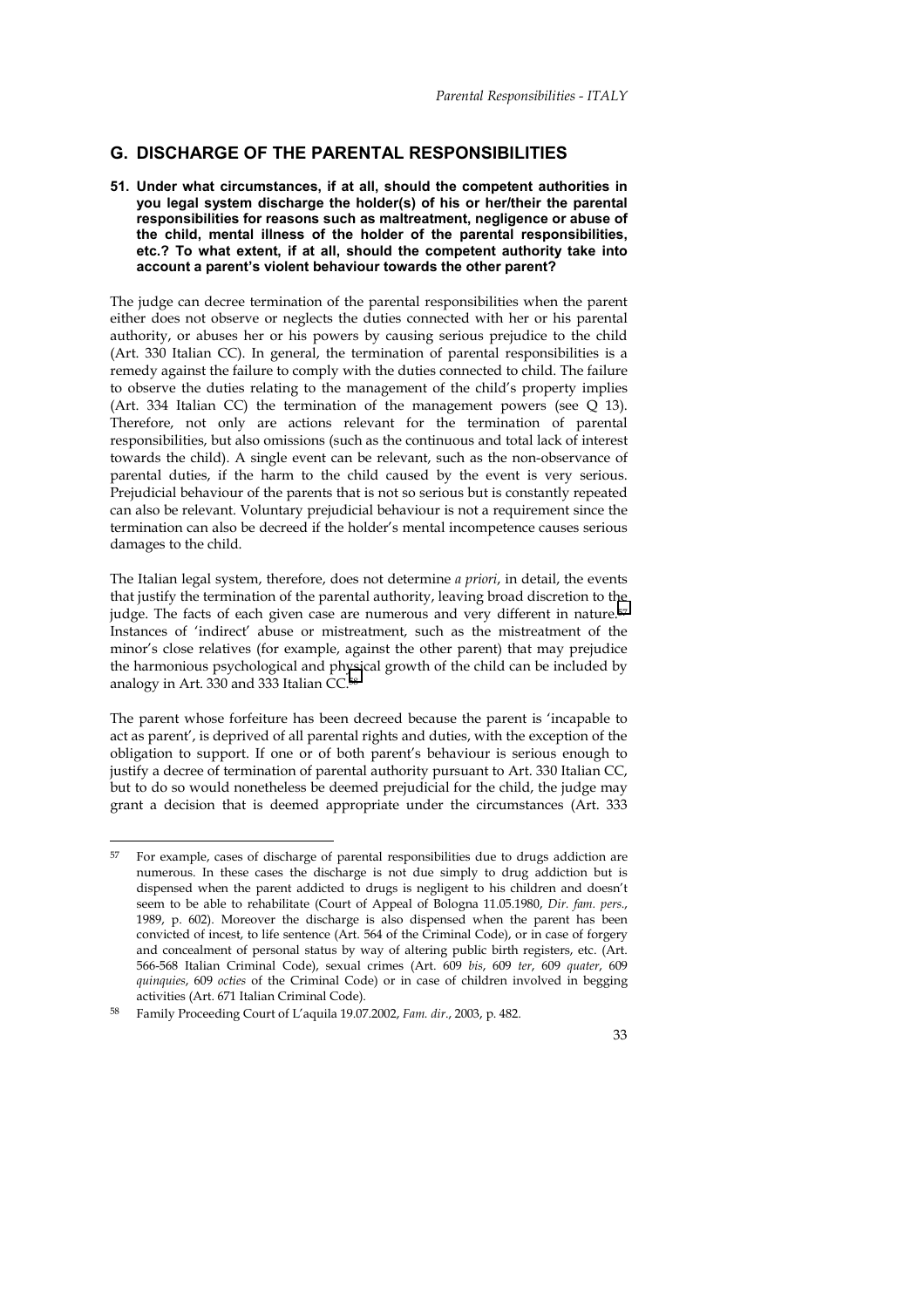## G. DISCHARGE OF THE PARENTAL RESPONSIBILITIES

**51. Under what circumstances, if at all, should the competent authorities in you legal system discharge the holder(s) of his or her/their the parental responsibilities for reasons such as maltreatment, negligence or abuse of the child, mental illness of the holder of the parental responsibilities, etc.? To what extent, if at all, should the competent authority take into account a parent's violent behaviour towards the other parent?**

The judge can decree termination of the parental responsibilities when the parent either does not observe or neglects the duties connected with her or his parental authority, or abuses her or his powers by causing serious prejudice to the child (Art. 330 Italian CC). In general, the termination of parental responsibilities is a remedy against the failure to comply with the duties connected to child. The failure to observe the duties relating to the management of the child's property implies (Art. 334 Italian CC) the termination of the management powers (see Q 13). Therefore, not only are actions relevant for the termination of parental responsibilities, but also omissions (such as the continuous and total lack of interest towards the child). A single event can be relevant, such as the non-observance of parental duties, if the harm to the child caused by the event is very serious. Prejudicial behaviour of the parents that is not so serious but is constantly repeated can also be relevant. Voluntary prejudicial behaviour is not a requirement since the termination can also be decreed if the holder's mental incompetence causes serious damages to the child.

The Italian legal system, therefore, does not determine *a priori*, in detail, the events that justify the termination of the parental authority, leaving broad discretion to the judge. The facts of each given case are numerous and very different in nature.[57] Instances of 'indirect' abuse or mistreatment, such as the mistreatment of the minor's close relatives (for example, against the other parent) that may prejudice the harmonious psychological and physical growth of the child can be included by analogy in Art. 330 and 333 Italian CC.[58]

The parent whose forfeiture has been decreed because the parent is 'incapable to act as parent', is deprived of all parental rights and duties, with the exception of the obligation to support. If one or of both parent's behaviour is serious enough to justify a decree of termination of parental authority pursuant to Art. 330 Italian CC, but to do so would nonetheless be deemed prejudicial for the child, the judge may grant a decision that is deemed appropriate under the circumstances (Art. 333

---

[57] For example, cases of discharge of parental responsibilities due to drugs addiction are numerous. In these cases the discharge is not due simply to drug addiction but is dispensed when the parent addicted to drugs is negligent to his children and doesn't seem to be able to rehabilitate (Court of Appeal of Bologna 11.05.1980, *Dir. fam. pers.*, 1989, p. 602). Moreover the discharge is also dispensed when the parent has been convicted of incest, to life sentence (Art. 564 of the Criminal Code), or in case of forgery and concealment of personal status by way of altering public birth registers, etc. (Art. 566-568 Italian Criminal Code), sexual crimes (Art. 609 *bis*, 609 *ter*, 609 *quater*, 609 *quinquies*, 609 *octies* of the Criminal Code) or in case of children involved in begging activities (Art. 671 Italian Criminal Code).

[58] Family Proceeding Court of L'aquila 19.07.2002, *Fam. dir.*, 2003, p. 482.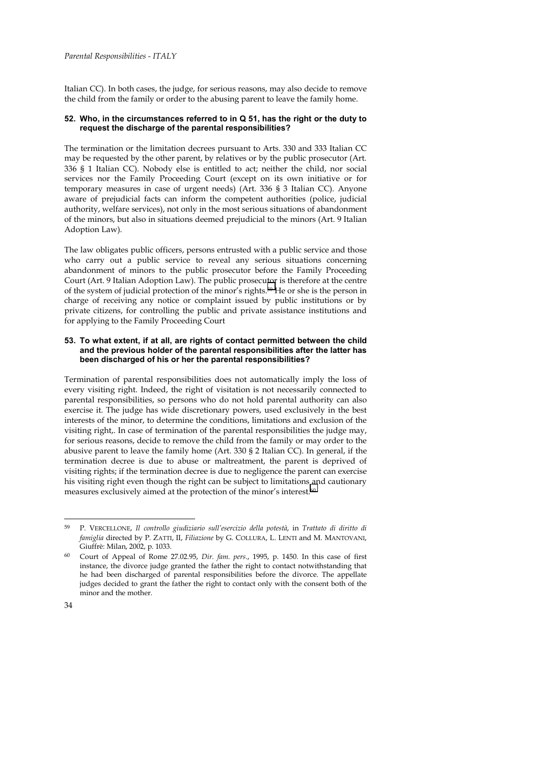Italian CC). In both cases, the judge, for serious reasons, may also decide to remove the child from the family or order to the abusing parent to leave the family home.

### 52. Who, in the circumstances referred to in Q 51, has the right or the duty to request the discharge of the parental responsibilities?

The termination or the limitation decrees pursuant to Arts. 330 and 333 Italian CC may be requested by the other parent, by relatives or by the public prosecutor (Art. 336 § 1 Italian CC). Nobody else is entitled to act; neither the child, nor social services nor the Family Proceeding Court (except on its own initiative or for temporary measures in case of urgent needs) (Art. 336 § 3 Italian CC). Anyone aware of prejudicial facts can inform the competent authorities (police, judicial authority, welfare services), not only in the most serious situations of abandonment of the minors, but also in situations deemed prejudicial to the minors (Art. 9 Italian Adoption Law).

The law obligates public officers, persons entrusted with a public service and those who carry out a public service to reveal any serious situations concerning abandonment of minors to the public prosecutor before the Family Proceeding Court (Art. 9 Italian Adoption Law). The public prosecutor is therefore at the centre of the system of judicial protection of the minor's rights.[59] He or she is the person in charge of receiving any notice or complaint issued by public institutions or by private citizens, for controlling the public and private assistance institutions and for applying to the Family Proceeding Court

### 53. To what extent, if at all, are rights of contact permitted between the child and the previous holder of the parental responsibilities after the latter has been discharged of his or her the parental responsibilities?

Termination of parental responsibilities does not automatically imply the loss of every visiting right. Indeed, the right of visitation is not necessarily connected to parental responsibilities, so persons who do not hold parental authority can also exercise it. The judge has wide discretionary powers, used exclusively in the best interests of the minor, to determine the conditions, limitations and exclusion of the visiting right,. In case of termination of the parental responsibilities the judge may, for serious reasons, decide to remove the child from the family or may order to the abusive parent to leave the family home (Art. 330 § 2 Italian CC). In general, if the termination decree is due to abuse or maltreatment, the parent is deprived of visiting rights; if the termination decree is due to negligence the parent can exercise his visiting right even though the right can be subject to limitations and cautionary measures exclusively aimed at the protection of the minor's interest.[60]

---

[59] P. VERCELLONE, *Il controllo giudiziario sull'esercizio della potestà*, in *Trattato di diritto di famiglia* directed by P. ZATTI, II, *Filiazione* by G. COLLURA, L. LENTI and M. MANTOVANI, Giuffrè: Milan, 2002, p. 1033.

[60] Court of Appeal of Rome 27.02.95, *Dir. fam. pers.*, 1995, p. 1450. In this case of first instance, the divorce judge granted the father the right to contact notwithstanding that he had been discharged of parental responsibilities before the divorce. The appellate judges decided to grant the father the right to contact only with the consent both of the minor and the mother.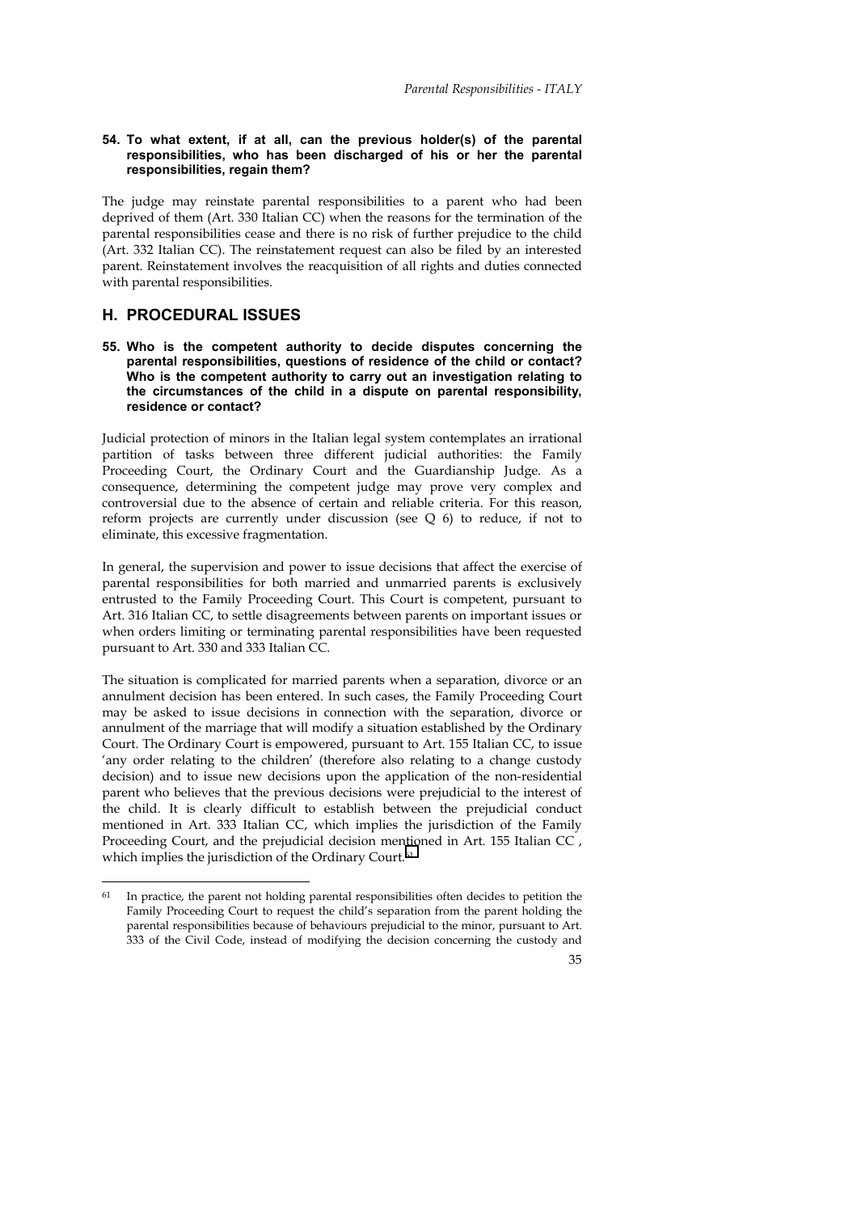**54. To what extent, if at all, can the previous holder(s) of the parental responsibilities, who has been discharged of his or her the parental responsibilities, regain them?**

The judge may reinstate parental responsibilities to a parent who had been deprived of them (Art. 330 Italian CC) when the reasons for the termination of the parental responsibilities cease and there is no risk of further prejudice to the child (Art. 332 Italian CC). The reinstatement request can also be filed by an interested parent. Reinstatement involves the reacquisition of all rights and duties connected with parental responsibilities.

## H. PROCEDURAL ISSUES

**55. Who is the competent authority to decide disputes concerning the parental responsibilities, questions of residence of the child or contact? Who is the competent authority to carry out an investigation relating to the circumstances of the child in a dispute on parental responsibility, residence or contact?**

Judicial protection of minors in the Italian legal system contemplates an irrational partition of tasks between three different judicial authorities: the Family Proceeding Court, the Ordinary Court and the Guardianship Judge. As a consequence, determining the competent judge may prove very complex and controversial due to the absence of certain and reliable criteria. For this reason, reform projects are currently under discussion (see Q 6) to reduce, if not to eliminate, this excessive fragmentation.

In general, the supervision and power to issue decisions that affect the exercise of parental responsibilities for both married and unmarried parents is exclusively entrusted to the Family Proceeding Court. This Court is competent, pursuant to Art. 316 Italian CC, to settle disagreements between parents on important issues or when orders limiting or terminating parental responsibilities have been requested pursuant to Art. 330 and 333 Italian CC.

The situation is complicated for married parents when a separation, divorce or an annulment decision has been entered. In such cases, the Family Proceeding Court may be asked to issue decisions in connection with the separation, divorce or annulment of the marriage that will modify a situation established by the Ordinary Court. The Ordinary Court is empowered, pursuant to Art. 155 Italian CC, to issue 'any order relating to the children' (therefore also relating to a change custody decision) and to issue new decisions upon the application of the non-residential parent who believes that the previous decisions were prejudicial to the interest of the child. It is clearly difficult to establish between the prejudicial conduct mentioned in Art. 333 Italian CC, which implies the jurisdiction of the Family Proceeding Court, and the prejudicial decision mentioned in Art. 155 Italian CC , which implies the jurisdiction of the Ordinary Court.[61]

[61] In practice, the parent not holding parental responsibilities often decides to petition the Family Proceeding Court to request the child's separation from the parent holding the parental responsibilities because of behaviours prejudicial to the minor, pursuant to Art. 333 of the Civil Code, instead of modifying the decision concerning the custody and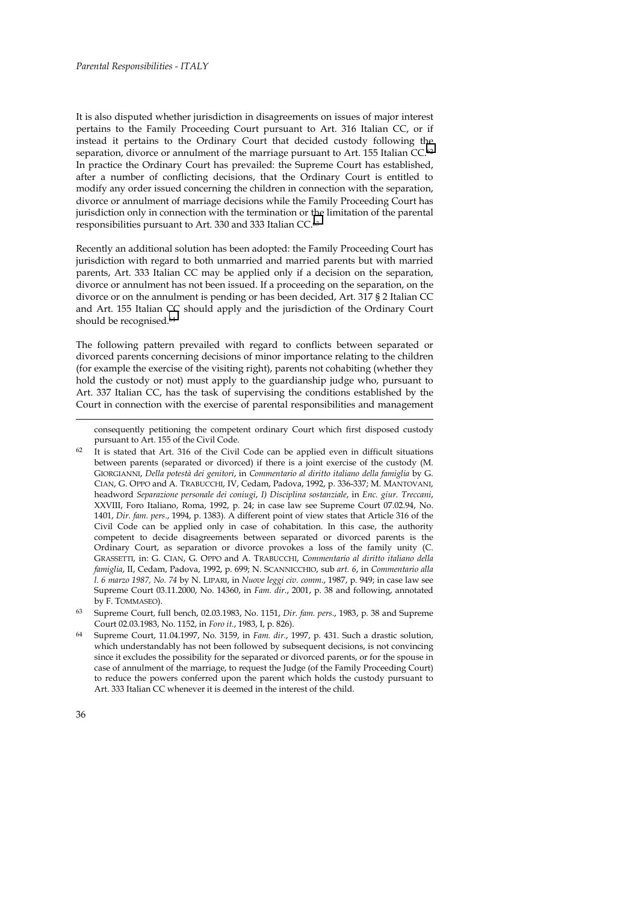It is also disputed whether jurisdiction in disagreements on issues of major interest pertains to the Family Proceeding Court pursuant to Art. 316 Italian CC, or if instead it pertains to the Ordinary Court that decided custody following the separation, divorce or annulment of the marriage pursuant to Art. 155 Italian CC.[62] In practice the Ordinary Court has prevailed: the Supreme Court has established, after a number of conflicting decisions, that the Ordinary Court is entitled to modify any order issued concerning the children in connection with the separation, divorce or annulment of marriage decisions while the Family Proceeding Court has jurisdiction only in connection with the termination or the limitation of the parental responsibilities pursuant to Art. 330 and 333 Italian CC.[63]

Recently an additional solution has been adopted: the Family Proceeding Court has jurisdiction with regard to both unmarried and married parents but with married parents, Art. 333 Italian CC may be applied only if a decision on the separation, divorce or annulment has not been issued. If a proceeding on the separation, on the divorce or on the annulment is pending or has been decided, Art. 317 § 2 Italian CC and Art. 155 Italian CC should apply and the jurisdiction of the Ordinary Court should be recognised.[64]

The following pattern prevailed with regard to conflicts between separated or divorced parents concerning decisions of minor importance relating to the children (for example the exercise of the visiting right), parents not cohabiting (whether they hold the custody or not) must apply to the guardianship judge who, pursuant to Art. 337 Italian CC, has the task of supervising the conditions established by the Court in connection with the exercise of parental responsibilities and management

---

consequently petitioning the competent ordinary Court which first disposed custody pursuant to Art. 155 of the Civil Code.

[62] It is stated that Art. 316 of the Civil Code can be applied even in difficult situations between parents (separated or divorced) if there is a joint exercise of the custody (M. GIORGIANNI, *Della potestà dei genitori*, in *Commentario al diritto italiano della famiglia* by G. CIAN, G. OPPO and A. TRABUCCHI, IV, Cedam, Padova, 1992, p. 336-337; M. MANTOVANI, headword *Separazione personale dei coniugi*, *I) Disciplina sostanziale*, in *Enc. giur. Treccani*, XXVIII, Foro Italiano, Roma, 1992, p. 24; in case law see Supreme Court 07.02.94, No. 1401, *Dir. fam. pers.*, 1994, p. 1383). A different point of view states that Article 316 of the Civil Code can be applied only in case of cohabitation. In this case, the authority competent to decide disagreements between separated or divorced parents is the Ordinary Court, as separation or divorce provokes a loss of the family unity (C. GRASSETTI, in: G. CIAN, G. OPPO and A. TRABUCCHI, *Commentario al diritto italiano della famiglia*, II, Cedam, Padova, 1992, p. 699; N. SCANNICCHIO, sub *art. 6*, in *Commentario alla l. 6 marzo 1987, No. 74* by N. LIPARI, in *Nuove leggi civ. comm.*, 1987, p. 949; in case law see Supreme Court 03.11.2000, No. 14360, in *Fam. dir.*, 2001, p. 38 and following, annotated by F. TOMMASEO).

[63] Supreme Court, full bench, 02.03.1983, No. 1151, *Dir. fam. pers.*, 1983, p. 38 and Supreme Court 02.03.1983, No. 1152, in *Foro it.*, 1983, I, p. 826).

[64] Supreme Court, 11.04.1997, No. 3159, in *Fam. dir.*, 1997, p. 431. Such a drastic solution, which understandably has not been followed by subsequent decisions, is not convincing since it excludes the possibility for the separated or divorced parents, or for the spouse in case of annulment of the marriage, to request the Judge (of the Family Proceeding Court) to reduce the powers conferred upon the parent which holds the custody pursuant to Art. 333 Italian CC whenever it is deemed in the interest of the child.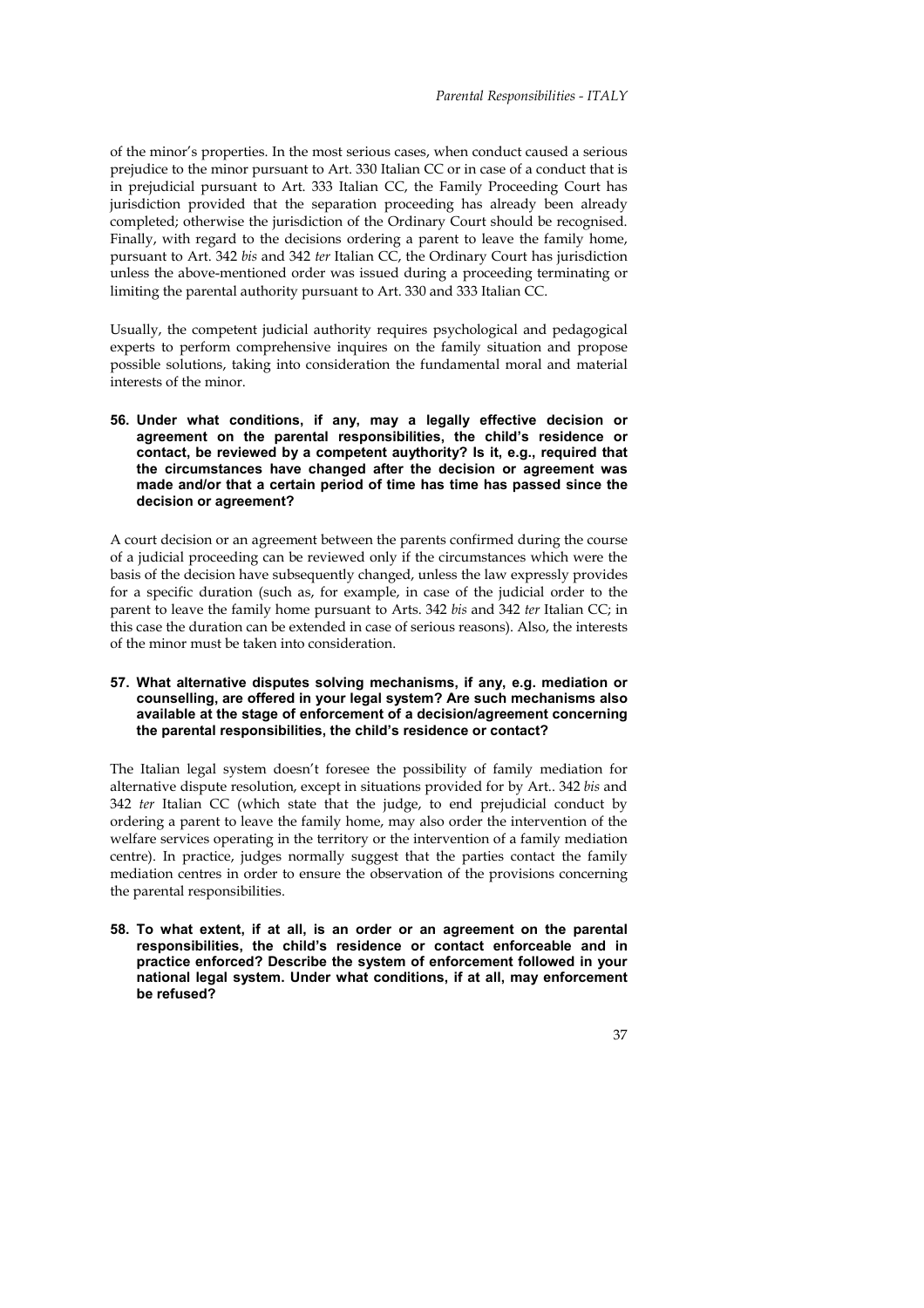of the minor's properties. In the most serious cases, when conduct caused a serious prejudice to the minor pursuant to Art. 330 Italian CC or in case of a conduct that is in prejudicial pursuant to Art. 333 Italian CC, the Family Proceeding Court has jurisdiction provided that the separation proceeding has already been already completed; otherwise the jurisdiction of the Ordinary Court should be recognised. Finally, with regard to the decisions ordering a parent to leave the family home, pursuant to Art. 342 *bis* and 342 *ter* Italian CC, the Ordinary Court has jurisdiction unless the above-mentioned order was issued during a proceeding terminating or limiting the parental authority pursuant to Art. 330 and 333 Italian CC.

Usually, the competent judicial authority requires psychological and pedagogical experts to perform comprehensive inquires on the family situation and propose possible solutions, taking into consideration the fundamental moral and material interests of the minor.

**56. Under what conditions, if any, may a legally effective decision or agreement on the parental responsibilities, the child's residence or contact, be reviewed by a competent auythority? Is it, e.g., required that the circumstances have changed after the decision or agreement was made and/or that a certain period of time has time has passed since the decision or agreement?**

A court decision or an agreement between the parents confirmed during the course of a judicial proceeding can be reviewed only if the circumstances which were the basis of the decision have subsequently changed, unless the law expressly provides for a specific duration (such as, for example, in case of the judicial order to the parent to leave the family home pursuant to Arts. 342 *bis* and 342 *ter* Italian CC; in this case the duration can be extended in case of serious reasons). Also, the interests of the minor must be taken into consideration.

**57. What alternative disputes solving mechanisms, if any, e.g. mediation or counselling, are offered in your legal system? Are such mechanisms also available at the stage of enforcement of a decision/agreement concerning the parental responsibilities, the child's residence or contact?**

The Italian legal system doesn't foresee the possibility of family mediation for alternative dispute resolution, except in situations provided for by Art.. 342 *bis* and 342 *ter* Italian CC (which state that the judge, to end prejudicial conduct by ordering a parent to leave the family home, may also order the intervention of the welfare services operating in the territory or the intervention of a family mediation centre). In practice, judges normally suggest that the parties contact the family mediation centres in order to ensure the observation of the provisions concerning the parental responsibilities.

**58. To what extent, if at all, is an order or an agreement on the parental responsibilities, the child's residence or contact enforceable and in practice enforced? Describe the system of enforcement followed in your national legal system. Under what conditions, if at all, may enforcement be refused?**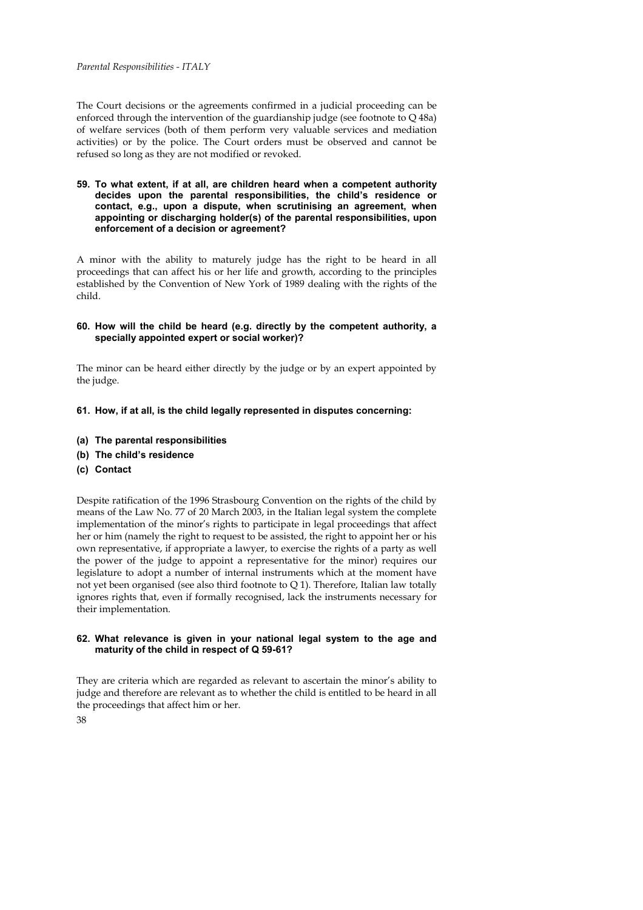The Court decisions or the agreements confirmed in a judicial proceeding can be enforced through the intervention of the guardianship judge (see footnote to Q 48a) of welfare services (both of them perform very valuable services and mediation activities) or by the police. The Court orders must be observed and cannot be refused so long as they are not modified or revoked.

**59. To what extent, if at all, are children heard when a competent authority decides upon the parental responsibilities, the child's residence or contact, e.g., upon a dispute, when scrutinising an agreement, when appointing or discharging holder(s) of the parental responsibilities, upon enforcement of a decision or agreement?**

A minor with the ability to maturely judge has the right to be heard in all proceedings that can affect his or her life and growth, according to the principles established by the Convention of New York of 1989 dealing with the rights of the child.

**60. How will the child be heard (e.g. directly by the competent authority, a specially appointed expert or social worker)?**

The minor can be heard either directly by the judge or by an expert appointed by the judge.

**61. How, if at all, is the child legally represented in disputes concerning:**

**(a) The parental responsibilities**
**(b) The child's residence**
**(c) Contact**

Despite ratification of the 1996 Strasbourg Convention on the rights of the child by means of the Law No. 77 of 20 March 2003, in the Italian legal system the complete implementation of the minor's rights to participate in legal proceedings that affect her or him (namely the right to request to be assisted, the right to appoint her or his own representative, if appropriate a lawyer, to exercise the rights of a party as well the power of the judge to appoint a representative for the minor) requires our legislature to adopt a number of internal instruments which at the moment have not yet been organised (see also third footnote to Q 1). Therefore, Italian law totally ignores rights that, even if formally recognised, lack the instruments necessary for their implementation.

**62. What relevance is given in your national legal system to the age and maturity of the child in respect of Q 59-61?**

They are criteria which are regarded as relevant to ascertain the minor's ability to judge and therefore are relevant as to whether the child is entitled to be heard in all the proceedings that affect him or her.